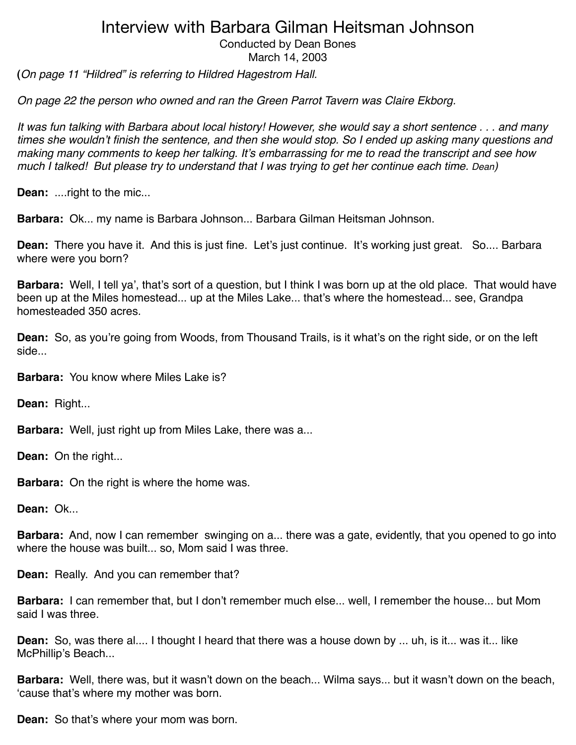# Interview with Barbara Gilman Heitsman Johnson

Conducted by Dean Bones
March 14, 2003

(*On page 11 "Hildred" is referring to Hildred Hagestrom Hall.*

*On page 22 the person who owned and ran the Green Parrot Tavern was Claire Ekborg.*

*It was fun talking with Barbara about local history! However, she would say a short sentence . . . and many times she wouldn't finish the sentence, and then she would stop. So I ended up asking many questions and making many comments to keep her talking. It's embarrassing for me to read the transcript and see how much I talked! But please try to understand that I was trying to get her continue each time. Dean*)

**Dean:** ....right to the mic...

**Barbara:** Ok... my name is Barbara Johnson... Barbara Gilman Heitsman Johnson.

**Dean:** There you have it. And this is just fine. Let's just continue. It's working just great. So.... Barbara where were you born?

**Barbara:** Well, I tell ya', that's sort of a question, but I think I was born up at the old place. That would have been up at the Miles homestead... up at the Miles Lake... that's where the homestead... see, Grandpa homesteaded 350 acres.

**Dean:** So, as you're going from Woods, from Thousand Trails, is it what's on the right side, or on the left side...

**Barbara:** You know where Miles Lake is?

**Dean:** Right...

**Barbara:** Well, just right up from Miles Lake, there was a...

**Dean:** On the right...

**Barbara:** On the right is where the home was.

**Dean:** Ok...

**Barbara:** And, now I can remember swinging on a... there was a gate, evidently, that you opened to go into where the house was built... so, Mom said I was three.

**Dean:** Really. And you can remember that?

**Barbara:** I can remember that, but I don't remember much else... well, I remember the house... but Mom said I was three.

**Dean:** So, was there al.... I thought I heard that there was a house down by ... uh, is it... was it... like McPhillip's Beach...

**Barbara:** Well, there was, but it wasn't down on the beach... Wilma says... but it wasn't down on the beach, 'cause that's where my mother was born.

**Dean:** So that's where your mom was born.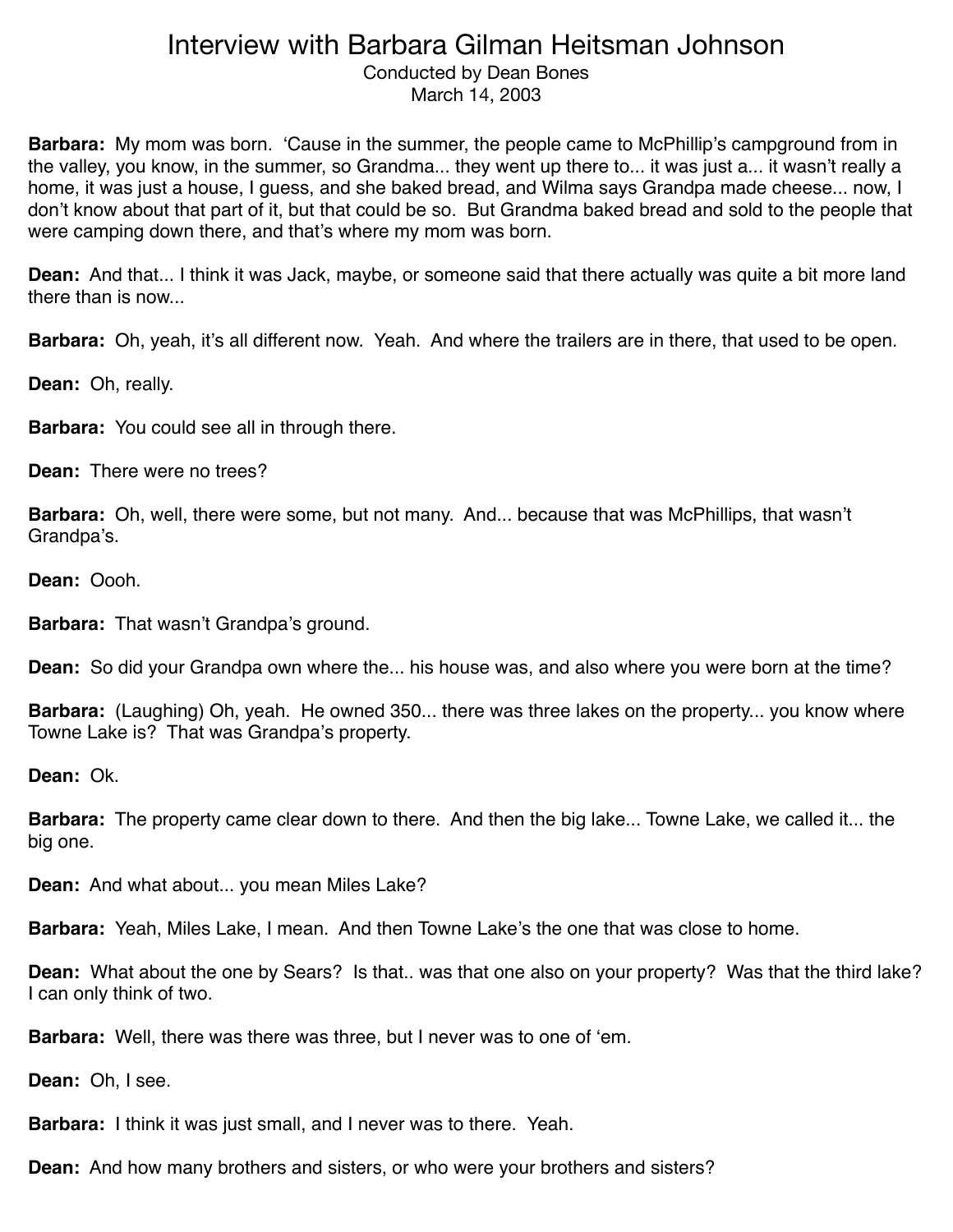# Interview with Barbara Gilman Heitsman Johnson

Conducted by Dean Bones
March 14, 2003

**Barbara:** My mom was born. 'Cause in the summer, the people came to McPhillip's campground from in the valley, you know, in the summer, so Grandma... they went up there to... it was just a... it wasn't really a home, it was just a house, I guess, and she baked bread, and Wilma says Grandpa made cheese... now, I don't know about that part of it, but that could be so. But Grandma baked bread and sold to the people that were camping down there, and that's where my mom was born.

**Dean:** And that... I think it was Jack, maybe, or someone said that there actually was quite a bit more land there than is now...

**Barbara:** Oh, yeah, it's all different now. Yeah. And where the trailers are in there, that used to be open.

**Dean:** Oh, really.

**Barbara:** You could see all in through there.

**Dean:** There were no trees?

**Barbara:** Oh, well, there were some, but not many. And... because that was McPhillips, that wasn't Grandpa's.

**Dean:** Oooh.

**Barbara:** That wasn't Grandpa's ground.

**Dean:** So did your Grandpa own where the... his house was, and also where you were born at the time?

**Barbara:** (Laughing) Oh, yeah. He owned 350... there was three lakes on the property... you know where Towne Lake is? That was Grandpa's property.

**Dean:** Ok.

**Barbara:** The property came clear down to there. And then the big lake... Towne Lake, we called it... the big one.

**Dean:** And what about... you mean Miles Lake?

**Barbara:** Yeah, Miles Lake, I mean. And then Towne Lake's the one that was close to home.

**Dean:** What about the one by Sears? Is that.. was that one also on your property? Was that the third lake? I can only think of two.

**Barbara:** Well, there was there was three, but I never was to one of 'em.

**Dean:** Oh, I see.

**Barbara:** I think it was just small, and I never was to there. Yeah.

**Dean:** And how many brothers and sisters, or who were your brothers and sisters?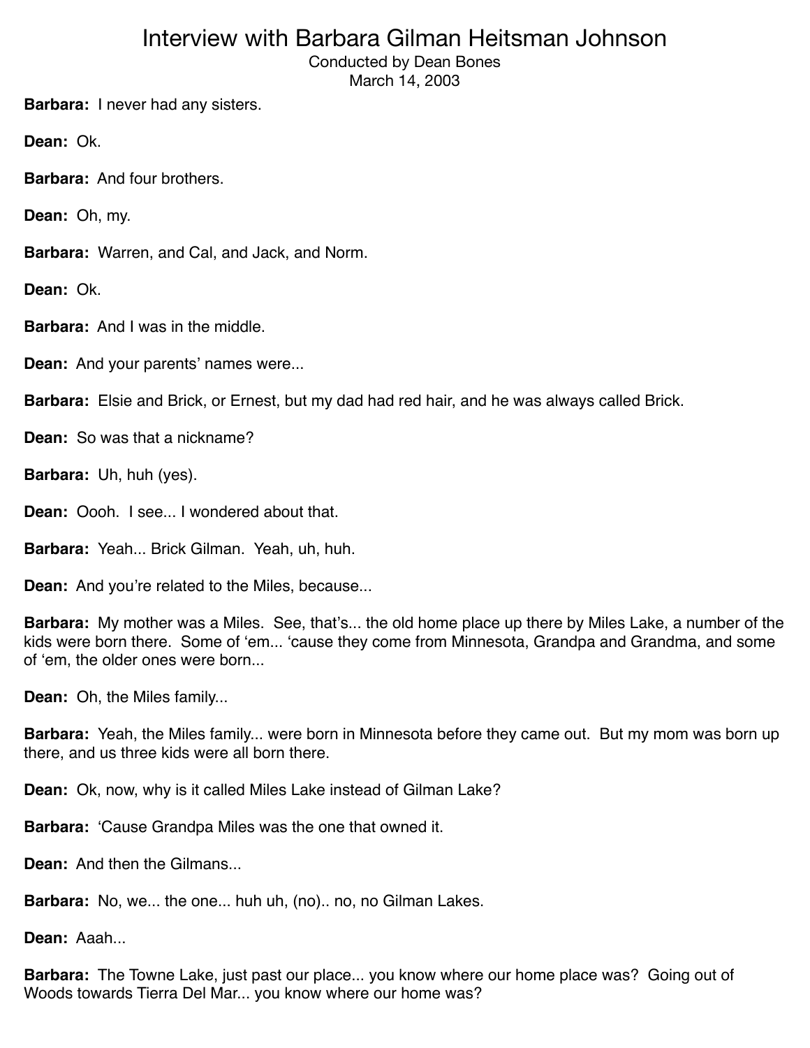# Interview with Barbara Gilman Heitsman Johnson

Conducted by Dean Bones
March 14, 2003

**Barbara:** I never had any sisters.

**Dean:** Ok.

**Barbara:** And four brothers.

**Dean:** Oh, my.

**Barbara:** Warren, and Cal, and Jack, and Norm.

**Dean:** Ok.

**Barbara:** And I was in the middle.

**Dean:** And your parents' names were...

**Barbara:** Elsie and Brick, or Ernest, but my dad had red hair, and he was always called Brick.

**Dean:** So was that a nickname?

**Barbara:** Uh, huh (yes).

**Dean:** Oooh. I see... I wondered about that.

**Barbara:** Yeah... Brick Gilman. Yeah, uh, huh.

**Dean:** And you're related to the Miles, because...

**Barbara:** My mother was a Miles. See, that's... the old home place up there by Miles Lake, a number of the kids were born there. Some of 'em... 'cause they come from Minnesota, Grandpa and Grandma, and some of 'em, the older ones were born...

**Dean:** Oh, the Miles family...

**Barbara:** Yeah, the Miles family... were born in Minnesota before they came out. But my mom was born up there, and us three kids were all born there.

**Dean:** Ok, now, why is it called Miles Lake instead of Gilman Lake?

**Barbara:** 'Cause Grandpa Miles was the one that owned it.

**Dean:** And then the Gilmans...

**Barbara:** No, we... the one... huh uh, (no).. no, no Gilman Lakes.

**Dean:** Aaah...

**Barbara:** The Towne Lake, just past our place... you know where our home place was? Going out of Woods towards Tierra Del Mar... you know where our home was?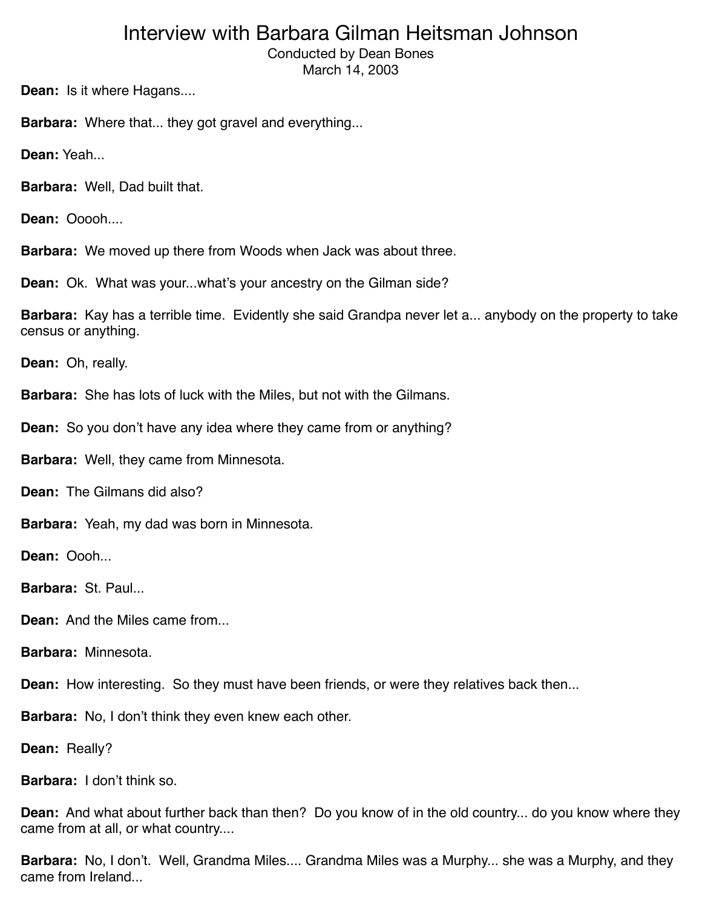# Interview with Barbara Gilman Heitsman Johnson

Conducted by Dean Bones
March 14, 2003

**Dean:** Is it where Hagans....

**Barbara:** Where that... they got gravel and everything...

**Dean:** Yeah...

**Barbara:** Well, Dad built that.

**Dean:** Ooooh....

**Barbara:** We moved up there from Woods when Jack was about three.

**Dean:** Ok. What was your...what's your ancestry on the Gilman side?

**Barbara:** Kay has a terrible time. Evidently she said Grandpa never let a... anybody on the property to take census or anything.

**Dean:** Oh, really.

**Barbara:** She has lots of luck with the Miles, but not with the Gilmans.

**Dean:** So you don't have any idea where they came from or anything?

**Barbara:** Well, they came from Minnesota.

**Dean:** The Gilmans did also?

**Barbara:** Yeah, my dad was born in Minnesota.

**Dean:** Oooh...

**Barbara:** St. Paul...

**Dean:** And the Miles came from...

**Barbara:** Minnesota.

**Dean:** How interesting. So they must have been friends, or were they relatives back then...

**Barbara:** No, I don't think they even knew each other.

**Dean:** Really?

**Barbara:** I don't think so.

**Dean:** And what about further back than then? Do you know of in the old country... do you know where they came from at all, or what country....

**Barbara:** No, I don't. Well, Grandma Miles.... Grandma Miles was a Murphy... she was a Murphy, and they came from Ireland...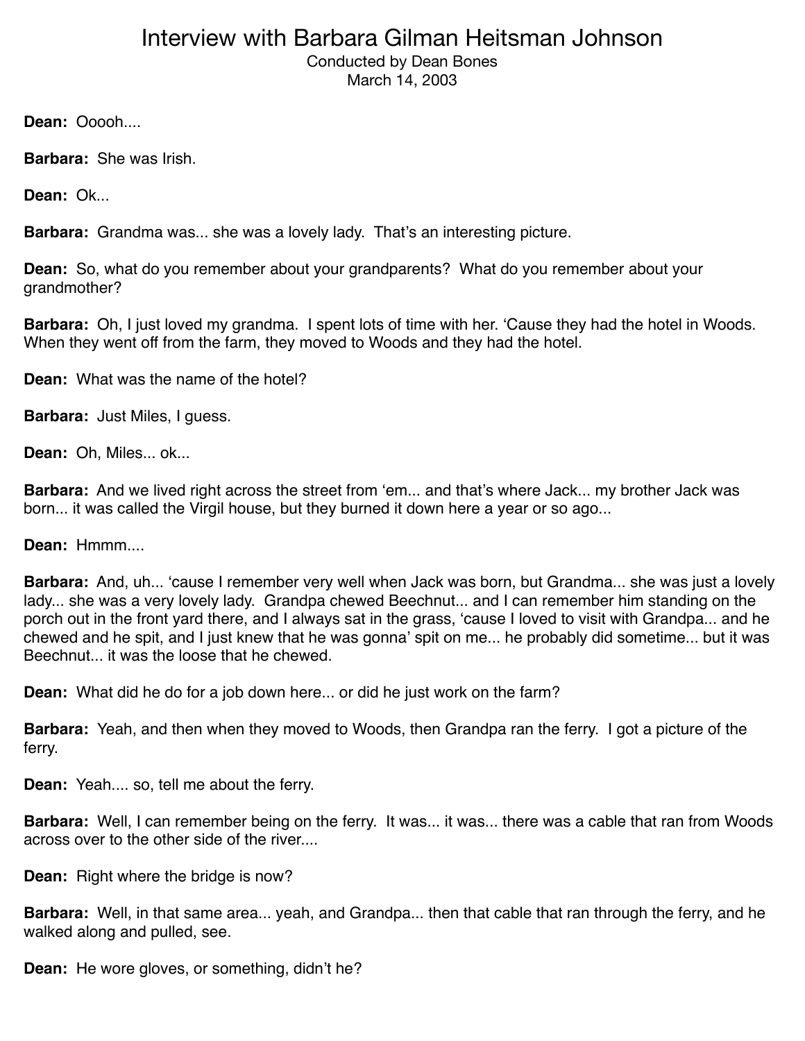# Interview with Barbara Gilman Heitsman Johnson

Conducted by Dean Bones
March 14, 2003

**Dean:** Ooooh....

**Barbara:** She was Irish.

**Dean:** Ok...

**Barbara:** Grandma was... she was a lovely lady. That's an interesting picture.

**Dean:** So, what do you remember about your grandparents? What do you remember about your grandmother?

**Barbara:** Oh, I just loved my grandma. I spent lots of time with her. 'Cause they had the hotel in Woods. When they went off from the farm, they moved to Woods and they had the hotel.

**Dean:** What was the name of the hotel?

**Barbara:** Just Miles, I guess.

**Dean:** Oh, Miles... ok...

**Barbara:** And we lived right across the street from 'em... and that's where Jack... my brother Jack was born... it was called the Virgil house, but they burned it down here a year or so ago...

**Dean:** Hmmm....

**Barbara:** And, uh... 'cause I remember very well when Jack was born, but Grandma... she was just a lovely lady... she was a very lovely lady. Grandpa chewed Beechnut... and I can remember him standing on the porch out in the front yard there, and I always sat in the grass, 'cause I loved to visit with Grandpa... and he chewed and he spit, and I just knew that he was gonna' spit on me... he probably did sometime... but it was Beechnut... it was the loose that he chewed.

**Dean:** What did he do for a job down here... or did he just work on the farm?

**Barbara:** Yeah, and then when they moved to Woods, then Grandpa ran the ferry. I got a picture of the ferry.

**Dean:** Yeah.... so, tell me about the ferry.

**Barbara:** Well, I can remember being on the ferry. It was... it was... there was a cable that ran from Woods across over to the other side of the river....

**Dean:** Right where the bridge is now?

**Barbara:** Well, in that same area... yeah, and Grandpa... then that cable that ran through the ferry, and he walked along and pulled, see.

**Dean:** He wore gloves, or something, didn't he?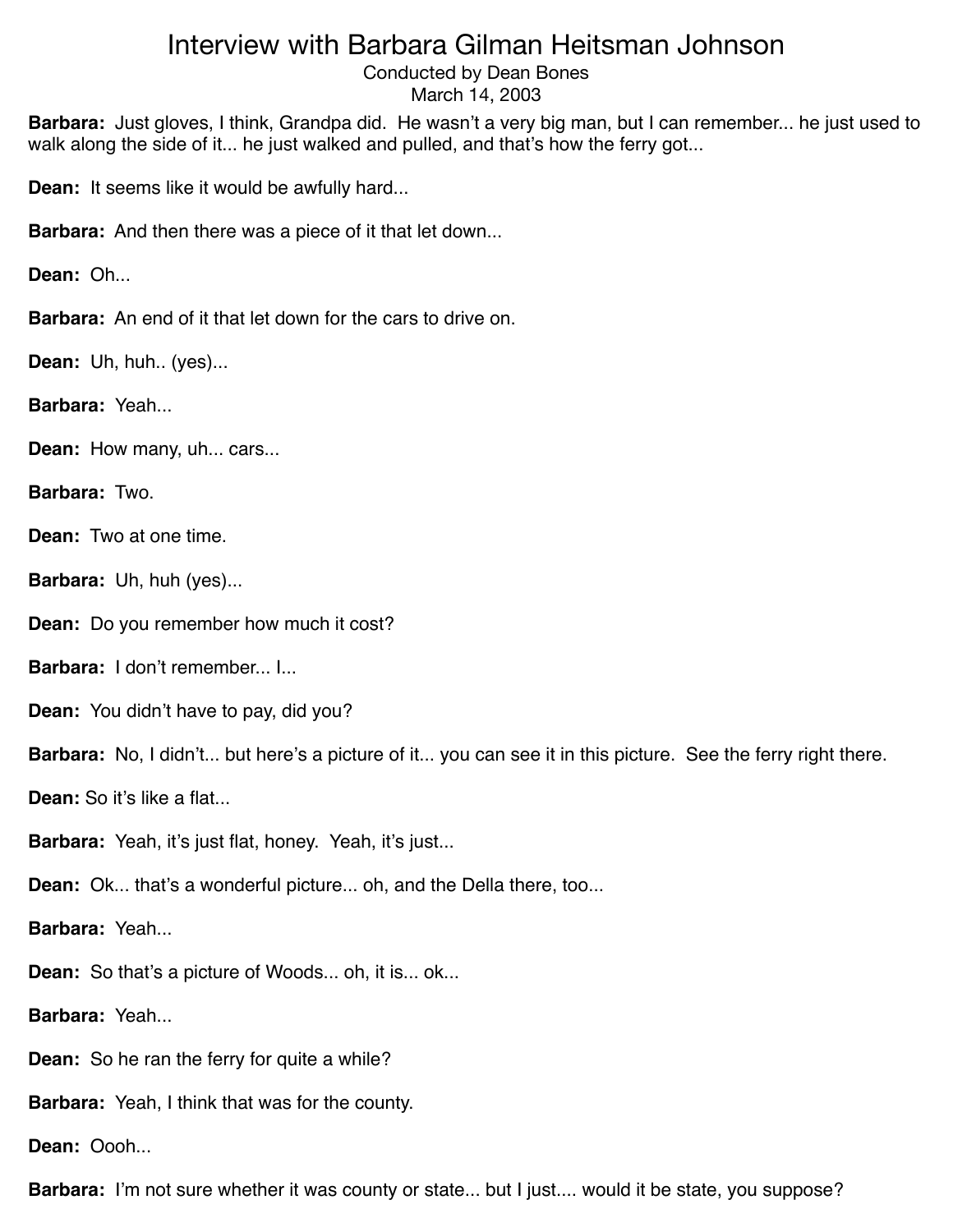# Interview with Barbara Gilman Heitsman Johnson

Conducted by Dean Bones
March 14, 2003

**Barbara:** Just gloves, I think, Grandpa did. He wasn't a very big man, but I can remember... he just used to walk along the side of it... he just walked and pulled, and that's how the ferry got...

**Dean:** It seems like it would be awfully hard...

**Barbara:** And then there was a piece of it that let down...

**Dean:** Oh...

**Barbara:** An end of it that let down for the cars to drive on.

**Dean:** Uh, huh.. (yes)...

**Barbara:** Yeah...

**Dean:** How many, uh... cars...

**Barbara:** Two.

**Dean:** Two at one time.

**Barbara:** Uh, huh (yes)...

**Dean:** Do you remember how much it cost?

**Barbara:** I don't remember... I...

**Dean:** You didn't have to pay, did you?

**Barbara:** No, I didn't... but here's a picture of it... you can see it in this picture. See the ferry right there.

**Dean:** So it's like a flat...

**Barbara:** Yeah, it's just flat, honey. Yeah, it's just...

**Dean:** Ok... that's a wonderful picture... oh, and the Della there, too...

**Barbara:** Yeah...

**Dean:** So that's a picture of Woods... oh, it is... ok...

**Barbara:** Yeah...

**Dean:** So he ran the ferry for quite a while?

**Barbara:** Yeah, I think that was for the county.

**Dean:** Oooh...

**Barbara:** I'm not sure whether it was county or state... but I just.... would it be state, you suppose?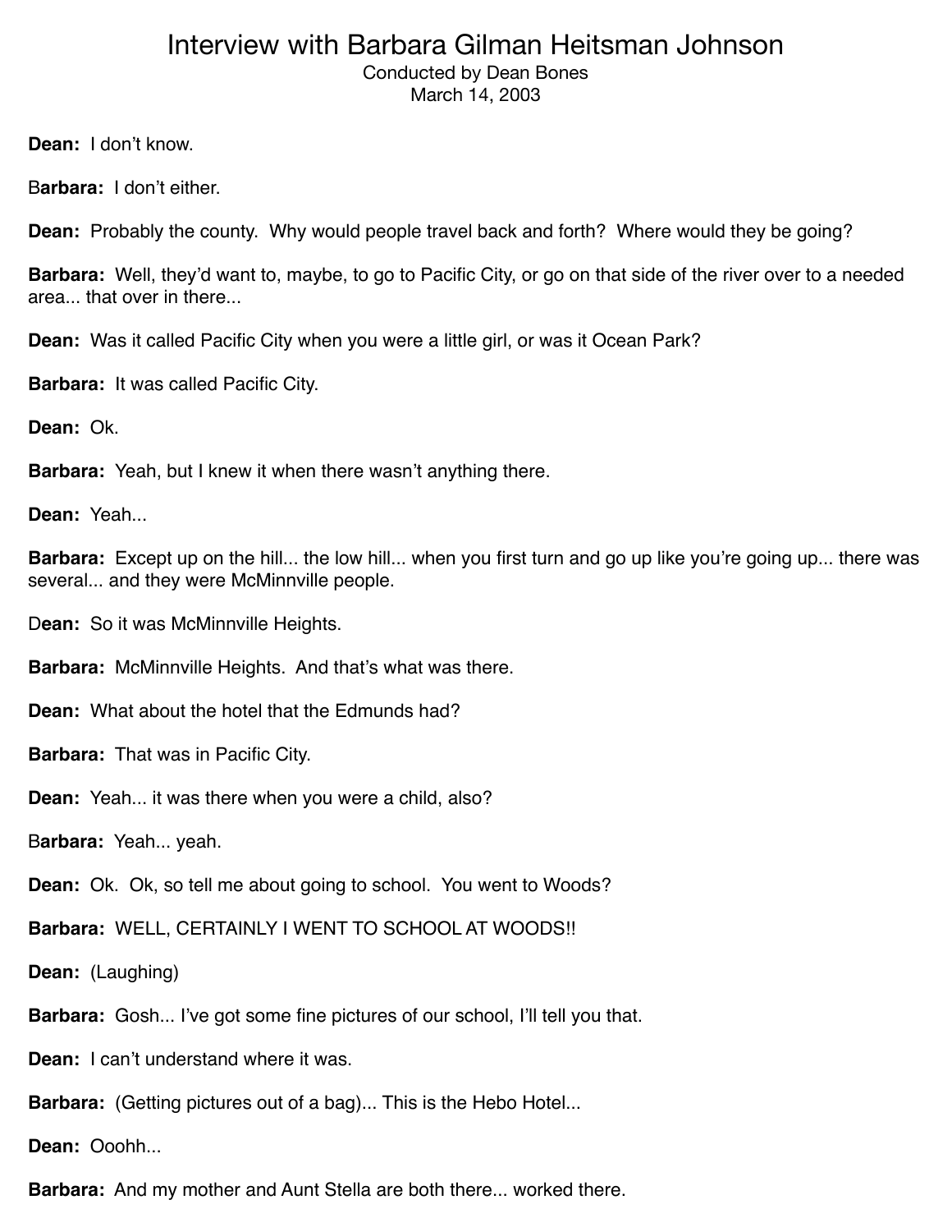# Interview with Barbara Gilman Heitsman Johnson

Conducted by Dean Bones

March 14, 2003

**Dean:** I don't know.

**Barbara:** I don't either.

**Dean:** Probably the county. Why would people travel back and forth? Where would they be going?

**Barbara:** Well, they'd want to, maybe, to go to Pacific City, or go on that side of the river over to a needed area... that over in there...

**Dean:** Was it called Pacific City when you were a little girl, or was it Ocean Park?

**Barbara:** It was called Pacific City.

**Dean:** Ok.

**Barbara:** Yeah, but I knew it when there wasn't anything there.

**Dean:** Yeah...

**Barbara:** Except up on the hill... the low hill... when you first turn and go up like you're going up... there was several... and they were McMinnville people.

**Dean:** So it was McMinnville Heights.

**Barbara:** McMinnville Heights. And that's what was there.

**Dean:** What about the hotel that the Edmunds had?

**Barbara:** That was in Pacific City.

**Dean:** Yeah... it was there when you were a child, also?

**Barbara:** Yeah... yeah.

**Dean:** Ok. Ok, so tell me about going to school. You went to Woods?

**Barbara:** WELL, CERTAINLY I WENT TO SCHOOL AT WOODS!!

**Dean:** (Laughing)

**Barbara:** Gosh... I've got some fine pictures of our school, I'll tell you that.

**Dean:** I can't understand where it was.

**Barbara:** (Getting pictures out of a bag)... This is the Hebo Hotel...

**Dean:** Ooohh...

**Barbara:** And my mother and Aunt Stella are both there... worked there.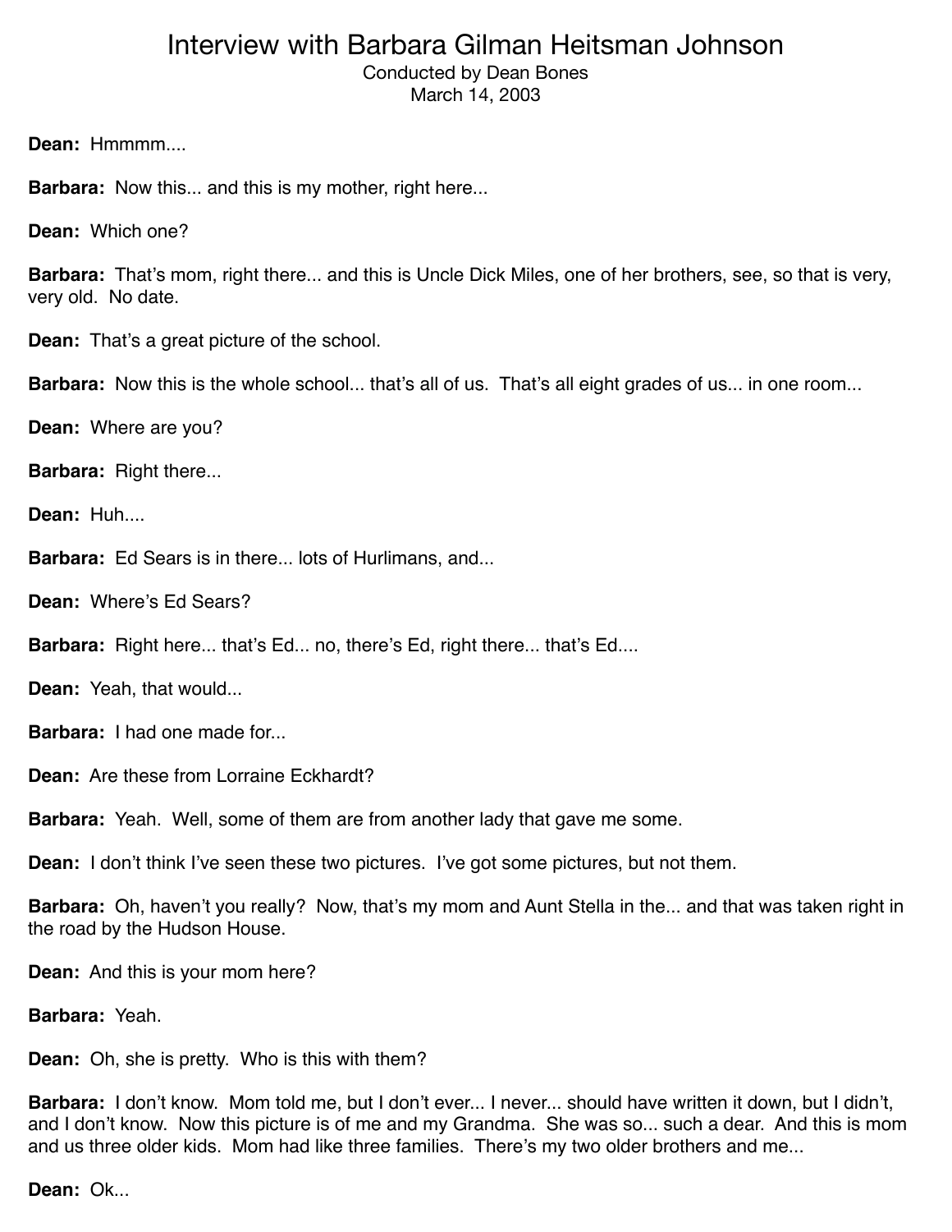# Interview with Barbara Gilman Heitsman Johnson

Conducted by Dean Bones
March 14, 2003

**Dean:** Hmmmm....

**Barbara:** Now this... and this is my mother, right here...

**Dean:** Which one?

**Barbara:** That's mom, right there... and this is Uncle Dick Miles, one of her brothers, see, so that is very, very old. No date.

**Dean:** That's a great picture of the school.

**Barbara:** Now this is the whole school... that's all of us. That's all eight grades of us... in one room...

**Dean:** Where are you?

**Barbara:** Right there...

**Dean:** Huh....

**Barbara:** Ed Sears is in there... lots of Hurlimans, and...

**Dean:** Where's Ed Sears?

**Barbara:** Right here... that's Ed... no, there's Ed, right there... that's Ed....

**Dean:** Yeah, that would...

**Barbara:** I had one made for...

**Dean:** Are these from Lorraine Eckhardt?

**Barbara:** Yeah. Well, some of them are from another lady that gave me some.

**Dean:** I don't think I've seen these two pictures. I've got some pictures, but not them.

**Barbara:** Oh, haven't you really? Now, that's my mom and Aunt Stella in the... and that was taken right in the road by the Hudson House.

**Dean:** And this is your mom here?

**Barbara:** Yeah.

**Dean:** Oh, she is pretty. Who is this with them?

**Barbara:** I don't know. Mom told me, but I don't ever... I never... should have written it down, but I didn't, and I don't know. Now this picture is of me and my Grandma. She was so... such a dear. And this is mom and us three older kids. Mom had like three families. There's my two older brothers and me...

**Dean:** Ok...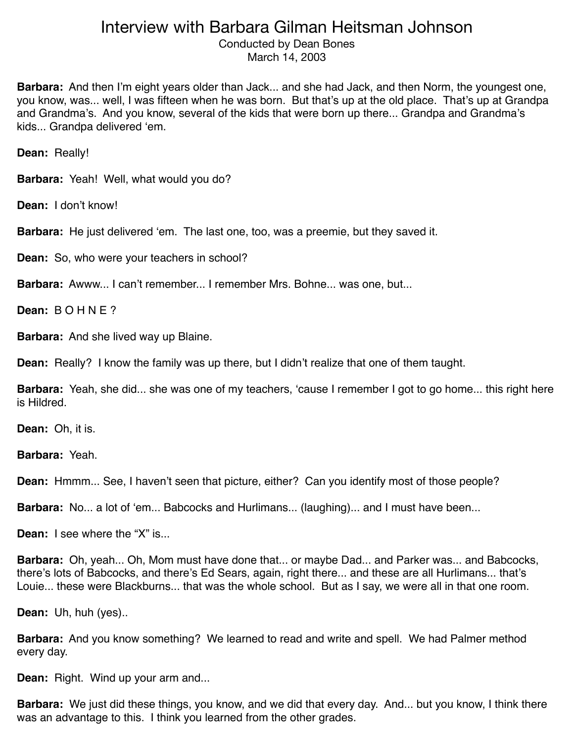# Interview with Barbara Gilman Heitsman Johnson

Conducted by Dean Bones
March 14, 2003

**Barbara:** And then I'm eight years older than Jack... and she had Jack, and then Norm, the youngest one, you know, was... well, I was fifteen when he was born. But that's up at the old place. That's up at Grandpa and Grandma's. And you know, several of the kids that were born up there... Grandpa and Grandma's kids... Grandpa delivered 'em.

**Dean:** Really!

**Barbara:** Yeah! Well, what would you do?

**Dean:** I don't know!

**Barbara:** He just delivered 'em. The last one, too, was a preemie, but they saved it.

**Dean:** So, who were your teachers in school?

**Barbara:** Awww... I can't remember... I remember Mrs. Bohne... was one, but...

**Dean:** B O H N E ?

**Barbara:** And she lived way up Blaine.

**Dean:** Really? I know the family was up there, but I didn't realize that one of them taught.

**Barbara:** Yeah, she did... she was one of my teachers, 'cause I remember I got to go home... this right here is Hildred.

**Dean:** Oh, it is.

**Barbara:** Yeah.

**Dean:** Hmmm... See, I haven't seen that picture, either? Can you identify most of those people?

**Barbara:** No... a lot of 'em... Babcocks and Hurlimans... (laughing)... and I must have been...

**Dean:** I see where the "X" is...

**Barbara:** Oh, yeah... Oh, Mom must have done that... or maybe Dad... and Parker was... and Babcocks, there's lots of Babcocks, and there's Ed Sears, again, right there... and these are all Hurlimans... that's Louie... these were Blackburns... that was the whole school. But as I say, we were all in that one room.

**Dean:** Uh, huh (yes)..

**Barbara:** And you know something? We learned to read and write and spell. We had Palmer method every day.

**Dean:** Right. Wind up your arm and...

**Barbara:** We just did these things, you know, and we did that every day. And... but you know, I think there was an advantage to this. I think you learned from the other grades.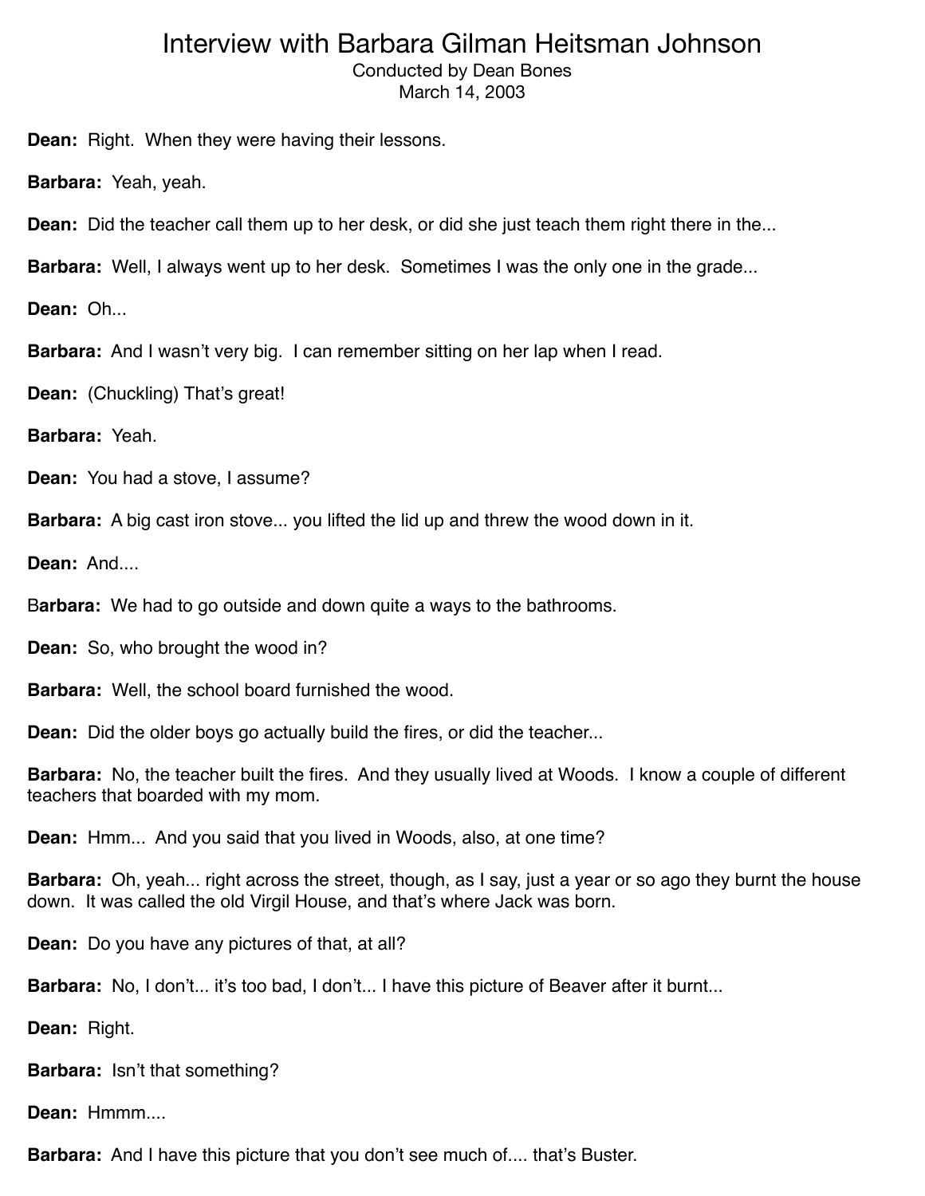# Interview with Barbara Gilman Heitsman Johnson

Conducted by Dean Bones
March 14, 2003

**Dean:** Right. When they were having their lessons.

**Barbara:** Yeah, yeah.

**Dean:** Did the teacher call them up to her desk, or did she just teach them right there in the...

**Barbara:** Well, I always went up to her desk. Sometimes I was the only one in the grade...

**Dean:** Oh...

**Barbara:** And I wasn't very big. I can remember sitting on her lap when I read.

**Dean:** (Chuckling) That's great!

**Barbara:** Yeah.

**Dean:** You had a stove, I assume?

**Barbara:** A big cast iron stove... you lifted the lid up and threw the wood down in it.

**Dean:** And....

**Barbara:** We had to go outside and down quite a ways to the bathrooms.

**Dean:** So, who brought the wood in?

**Barbara:** Well, the school board furnished the wood.

**Dean:** Did the older boys go actually build the fires, or did the teacher...

**Barbara:** No, the teacher built the fires. And they usually lived at Woods. I know a couple of different teachers that boarded with my mom.

**Dean:** Hmm... And you said that you lived in Woods, also, at one time?

**Barbara:** Oh, yeah... right across the street, though, as I say, just a year or so ago they burnt the house down. It was called the old Virgil House, and that's where Jack was born.

**Dean:** Do you have any pictures of that, at all?

**Barbara:** No, I don't... it's too bad, I don't... I have this picture of Beaver after it burnt...

**Dean:** Right.

**Barbara:** Isn't that something?

**Dean:** Hmmm....

**Barbara:** And I have this picture that you don't see much of.... that's Buster.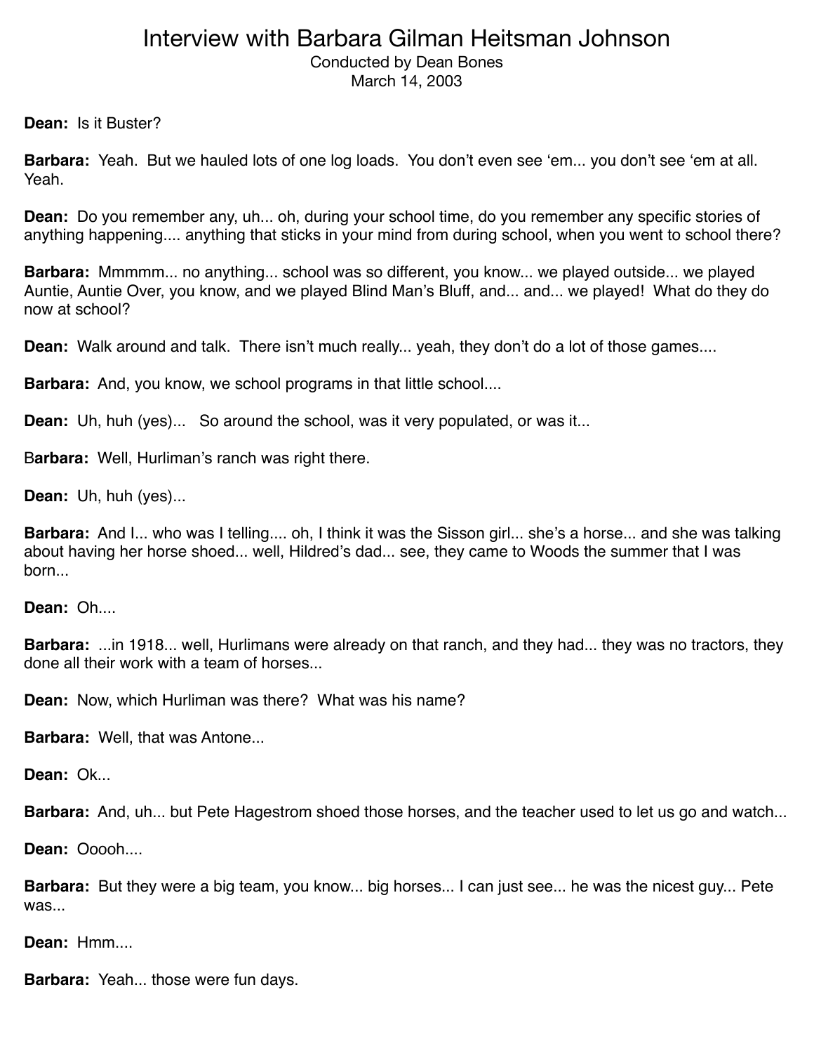# Interview with Barbara Gilman Heitsman Johnson

Conducted by Dean Bones
March 14, 2003

**Dean:** Is it Buster?

**Barbara:** Yeah. But we hauled lots of one log loads. You don't even see 'em... you don't see 'em at all. Yeah.

**Dean:** Do you remember any, uh... oh, during your school time, do you remember any specific stories of anything happening.... anything that sticks in your mind from during school, when you went to school there?

**Barbara:** Mmmmm... no anything... school was so different, you know... we played outside... we played Auntie, Auntie Over, you know, and we played Blind Man's Bluff, and... and... we played! What do they do now at school?

**Dean:** Walk around and talk. There isn't much really... yeah, they don't do a lot of those games....

**Barbara:** And, you know, we school programs in that little school....

**Dean:** Uh, huh (yes)... So around the school, was it very populated, or was it...

B**arbara:** Well, Hurliman's ranch was right there.

**Dean:** Uh, huh (yes)...

**Barbara:** And I... who was I telling.... oh, I think it was the Sisson girl... she's a horse... and she was talking about having her horse shoed... well, Hildred's dad... see, they came to Woods the summer that I was born...

**Dean:** Oh....

**Barbara:** ...in 1918... well, Hurlimans were already on that ranch, and they had... they was no tractors, they done all their work with a team of horses...

**Dean:** Now, which Hurliman was there? What was his name?

**Barbara:** Well, that was Antone...

**Dean:** Ok...

**Barbara:** And, uh... but Pete Hagestrom shoed those horses, and the teacher used to let us go and watch...

**Dean:** Ooooh....

**Barbara:** But they were a big team, you know... big horses... I can just see... he was the nicest guy... Pete was...

**Dean:** Hmm....

**Barbara:** Yeah... those were fun days.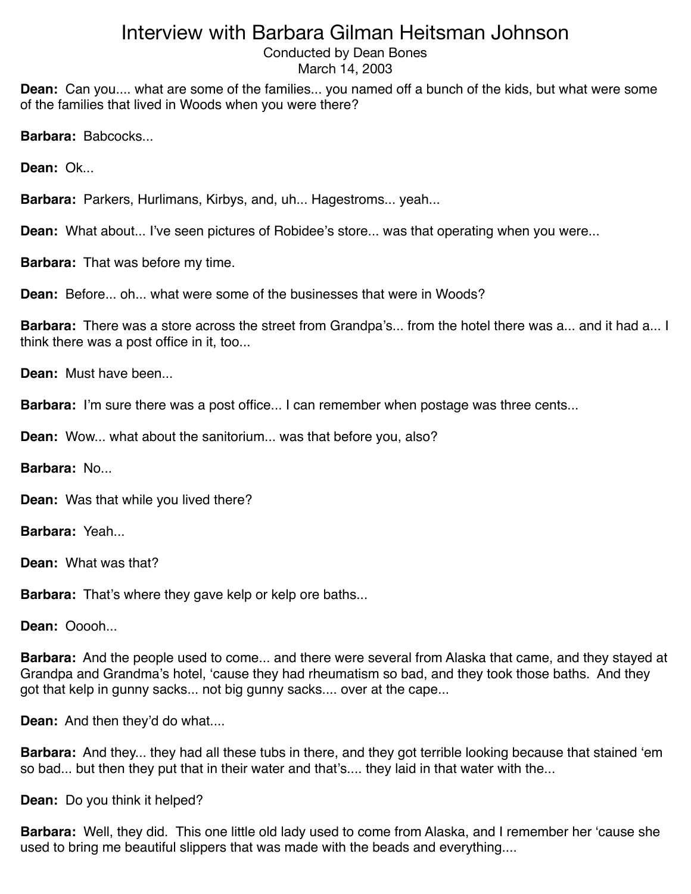# Interview with Barbara Gilman Heitsman Johnson

Conducted by Dean Bones
March 14, 2003

**Dean:** Can you.... what are some of the families... you named off a bunch of the kids, but what were some of the families that lived in Woods when you were there?

**Barbara:** Babcocks...

**Dean:** Ok...

**Barbara:** Parkers, Hurlimans, Kirbys, and, uh... Hagestroms... yeah...

**Dean:** What about... I've seen pictures of Robidee's store... was that operating when you were...

**Barbara:** That was before my time.

**Dean:** Before... oh... what were some of the businesses that were in Woods?

**Barbara:** There was a store across the street from Grandpa's... from the hotel there was a... and it had a... I think there was a post office in it, too...

**Dean:** Must have been...

**Barbara:** I'm sure there was a post office... I can remember when postage was three cents...

**Dean:** Wow... what about the sanitorium... was that before you, also?

**Barbara:** No...

**Dean:** Was that while you lived there?

**Barbara:** Yeah...

**Dean:** What was that?

**Barbara:** That's where they gave kelp or kelp ore baths...

**Dean:** Ooooh...

**Barbara:** And the people used to come... and there were several from Alaska that came, and they stayed at Grandpa and Grandma's hotel, 'cause they had rheumatism so bad, and they took those baths. And they got that kelp in gunny sacks... not big gunny sacks.... over at the cape...

**Dean:** And then they'd do what....

**Barbara:** And they... they had all these tubs in there, and they got terrible looking because that stained 'em so bad... but then they put that in their water and that's.... they laid in that water with the...

**Dean:** Do you think it helped?

**Barbara:** Well, they did. This one little old lady used to come from Alaska, and I remember her 'cause she used to bring me beautiful slippers that was made with the beads and everything....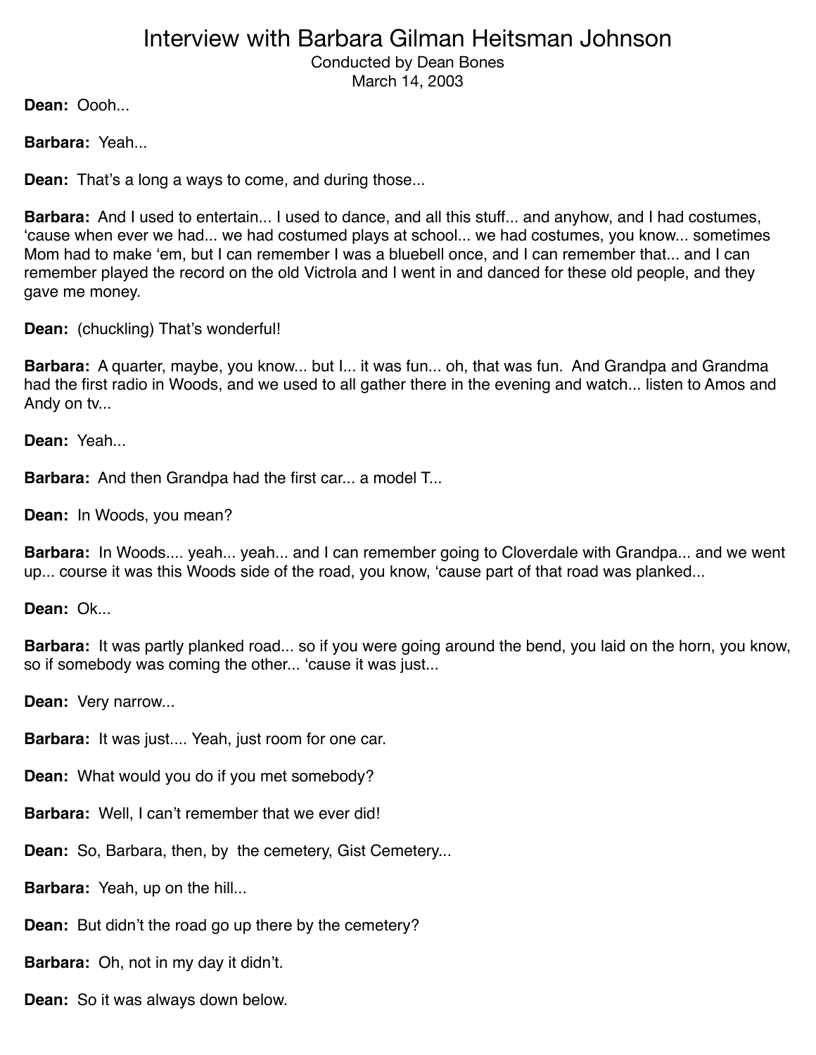# Interview with Barbara Gilman Heitsman Johnson

Conducted by Dean Bones
March 14, 2003

**Dean:** Oooh...

**Barbara:** Yeah...

**Dean:** That's a long a ways to come, and during those...

**Barbara:** And I used to entertain... I used to dance, and all this stuff... and anyhow, and I had costumes, 'cause when ever we had... we had costumed plays at school... we had costumes, you know... sometimes Mom had to make 'em, but I can remember I was a bluebell once, and I can remember that... and I can remember played the record on the old Victrola and I went in and danced for these old people, and they gave me money.

**Dean:** (chuckling) That's wonderful!

**Barbara:** A quarter, maybe, you know... but I... it was fun... oh, that was fun. And Grandpa and Grandma had the first radio in Woods, and we used to all gather there in the evening and watch... listen to Amos and Andy on tv...

**Dean:** Yeah...

**Barbara:** And then Grandpa had the first car... a model T...

**Dean:** In Woods, you mean?

**Barbara:** In Woods.... yeah... yeah... and I can remember going to Cloverdale with Grandpa... and we went up... course it was this Woods side of the road, you know, 'cause part of that road was planked...

**Dean:** Ok...

**Barbara:** It was partly planked road... so if you were going around the bend, you laid on the horn, you know, so if somebody was coming the other... 'cause it was just...

**Dean:** Very narrow...

**Barbara:** It was just.... Yeah, just room for one car.

**Dean:** What would you do if you met somebody?

**Barbara:** Well, I can't remember that we ever did!

**Dean:** So, Barbara, then, by the cemetery, Gist Cemetery...

**Barbara:** Yeah, up on the hill...

**Dean:** But didn't the road go up there by the cemetery?

**Barbara:** Oh, not in my day it didn't.

**Dean:** So it was always down below.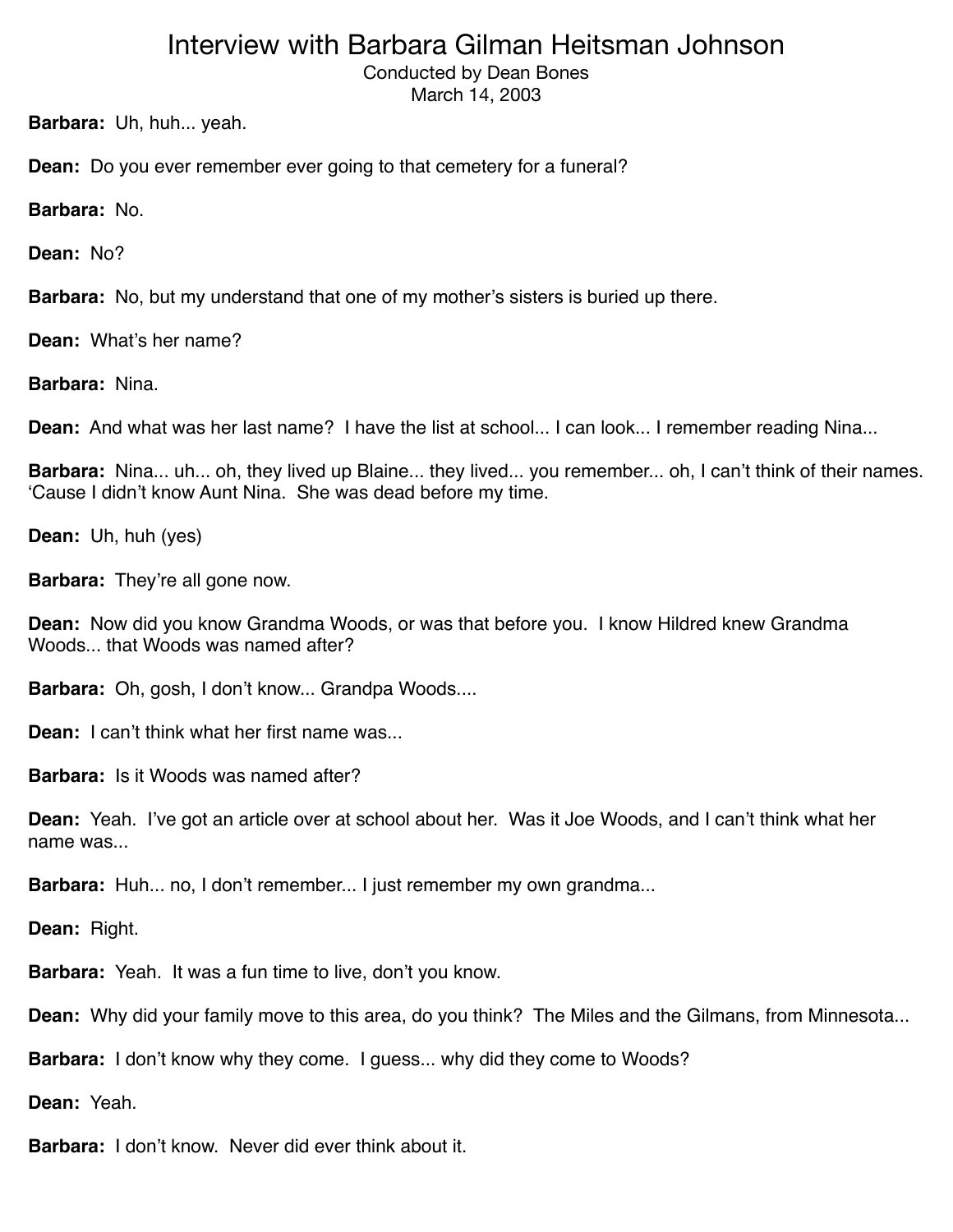# Interview with Barbara Gilman Heitsman Johnson

Conducted by Dean Bones
March 14, 2003

**Barbara:** Uh, huh... yeah.

**Dean:** Do you ever remember ever going to that cemetery for a funeral?

**Barbara:** No.

**Dean:** No?

**Barbara:** No, but my understand that one of my mother's sisters is buried up there.

**Dean:** What's her name?

**Barbara:** Nina.

**Dean:** And what was her last name? I have the list at school... I can look... I remember reading Nina...

**Barbara:** Nina... uh... oh, they lived up Blaine... they lived... you remember... oh, I can't think of their names. 'Cause I didn't know Aunt Nina. She was dead before my time.

**Dean:** Uh, huh (yes)

**Barbara:** They're all gone now.

**Dean:** Now did you know Grandma Woods, or was that before you. I know Hildred knew Grandma Woods... that Woods was named after?

**Barbara:** Oh, gosh, I don't know... Grandpa Woods....

**Dean:** I can't think what her first name was...

**Barbara:** Is it Woods was named after?

**Dean:** Yeah. I've got an article over at school about her. Was it Joe Woods, and I can't think what her name was...

**Barbara:** Huh... no, I don't remember... I just remember my own grandma...

**Dean:** Right.

**Barbara:** Yeah. It was a fun time to live, don't you know.

**Dean:** Why did your family move to this area, do you think? The Miles and the Gilmans, from Minnesota...

**Barbara:** I don't know why they come. I guess... why did they come to Woods?

**Dean:** Yeah.

**Barbara:** I don't know. Never did ever think about it.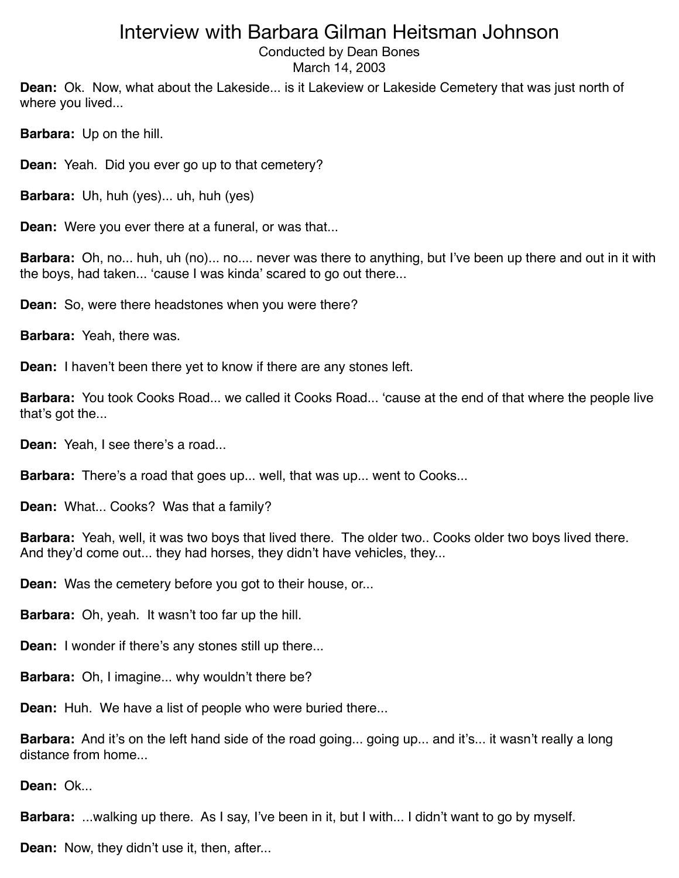**Dean:** Ok. Now, what about the Lakeside... is it Lakeview or Lakeside Cemetery that was just north of where you lived...

**Barbara:** Up on the hill.

**Dean:** Yeah. Did you ever go up to that cemetery?

**Barbara:** Uh, huh (yes)... uh, huh (yes)

**Dean:** Were you ever there at a funeral, or was that...

**Barbara:** Oh, no... huh, uh (no)... no.... never was there to anything, but I've been up there and out in it with the boys, had taken... 'cause I was kinda' scared to go out there...

**Dean:** So, were there headstones when you were there?

**Barbara:** Yeah, there was.

**Dean:** I haven't been there yet to know if there are any stones left.

**Barbara:** You took Cooks Road... we called it Cooks Road... 'cause at the end of that where the people live that's got the...

**Dean:** Yeah, I see there's a road...

**Barbara:** There's a road that goes up... well, that was up... went to Cooks...

**Dean:** What... Cooks? Was that a family?

**Barbara:** Yeah, well, it was two boys that lived there. The older two.. Cooks older two boys lived there. And they'd come out... they had horses, they didn't have vehicles, they...

**Dean:** Was the cemetery before you got to their house, or...

**Barbara:** Oh, yeah. It wasn't too far up the hill.

**Dean:** I wonder if there's any stones still up there...

**Barbara:** Oh, I imagine... why wouldn't there be?

**Dean:** Huh. We have a list of people who were buried there...

**Barbara:** And it's on the left hand side of the road going... going up... and it's... it wasn't really a long distance from home...

**Dean:** Ok...

**Barbara:** ...walking up there. As I say, I've been in it, but I with... I didn't want to go by myself.

**Dean:** Now, they didn't use it, then, after...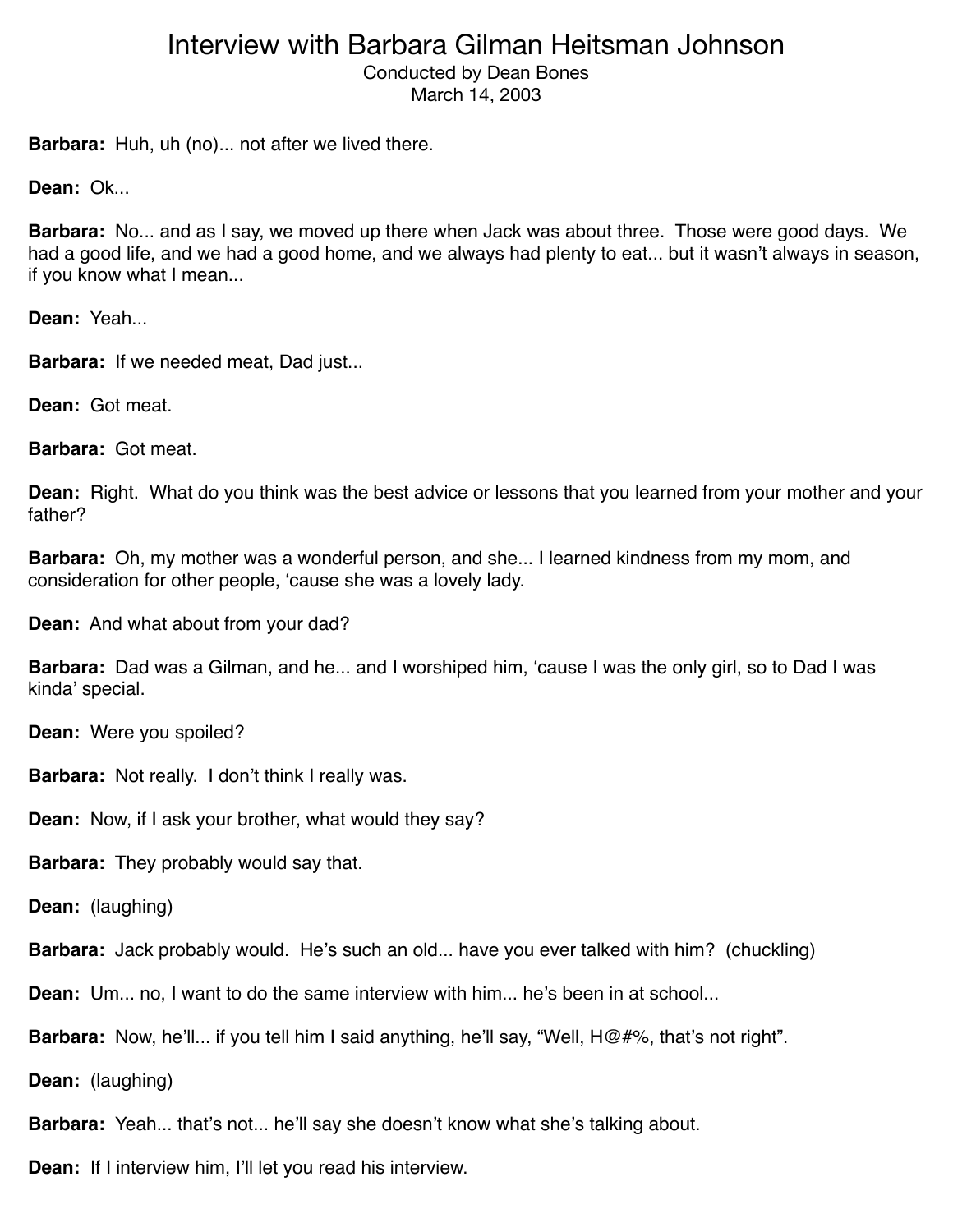# Interview with Barbara Gilman Heitsman Johnson

Conducted by Dean Bones
March 14, 2003

**Barbara:** Huh, uh (no)... not after we lived there.

**Dean:** Ok...

**Barbara:** No... and as I say, we moved up there when Jack was about three. Those were good days. We had a good life, and we had a good home, and we always had plenty to eat... but it wasn't always in season, if you know what I mean...

**Dean:** Yeah...

**Barbara:** If we needed meat, Dad just...

**Dean:** Got meat.

**Barbara:** Got meat.

**Dean:** Right. What do you think was the best advice or lessons that you learned from your mother and your father?

**Barbara:** Oh, my mother was a wonderful person, and she... I learned kindness from my mom, and consideration for other people, 'cause she was a lovely lady.

**Dean:** And what about from your dad?

**Barbara:** Dad was a Gilman, and he... and I worshiped him, 'cause I was the only girl, so to Dad I was kinda' special.

**Dean:** Were you spoiled?

**Barbara:** Not really. I don't think I really was.

**Dean:** Now, if I ask your brother, what would they say?

**Barbara:** They probably would say that.

**Dean:** (laughing)

**Barbara:** Jack probably would. He's such an old... have you ever talked with him? (chuckling)

**Dean:** Um... no, I want to do the same interview with him... he's been in at school...

**Barbara:** Now, he'll... if you tell him I said anything, he'll say, "Well, H@#%, that's not right".

**Dean:** (laughing)

**Barbara:** Yeah... that's not... he'll say she doesn't know what she's talking about.

**Dean:** If I interview him, I'll let you read his interview.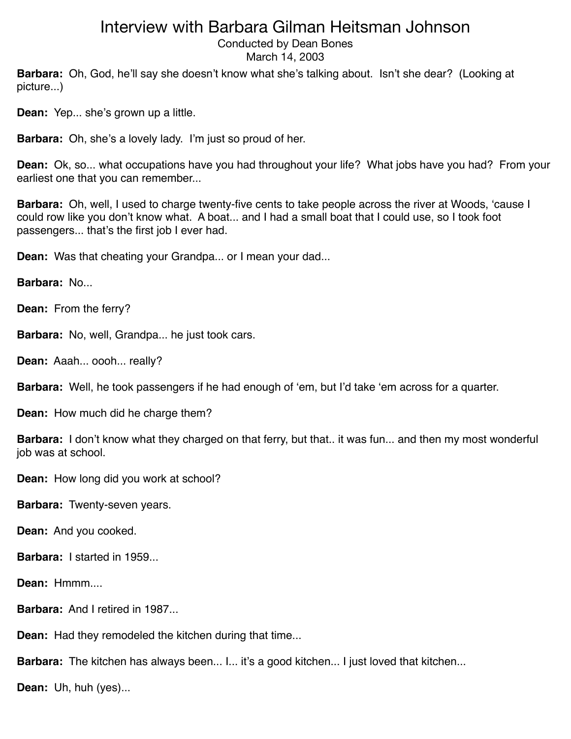# Interview with Barbara Gilman Heitsman Johnson

Conducted by Dean Bones
March 14, 2003

**Barbara:** Oh, God, he'll say she doesn't know what she's talking about. Isn't she dear? (Looking at picture...)

**Dean:** Yep... she's grown up a little.

**Barbara:** Oh, she's a lovely lady. I'm just so proud of her.

**Dean:** Ok, so... what occupations have you had throughout your life? What jobs have you had? From your earliest one that you can remember...

**Barbara:** Oh, well, I used to charge twenty-five cents to take people across the river at Woods, 'cause I could row like you don't know what. A boat... and I had a small boat that I could use, so I took foot passengers... that's the first job I ever had.

**Dean:** Was that cheating your Grandpa... or I mean your dad...

**Barbara:** No...

**Dean:** From the ferry?

**Barbara:** No, well, Grandpa... he just took cars.

**Dean:** Aaah... oooh... really?

**Barbara:** Well, he took passengers if he had enough of 'em, but I'd take 'em across for a quarter.

**Dean:** How much did he charge them?

**Barbara:** I don't know what they charged on that ferry, but that.. it was fun... and then my most wonderful job was at school.

**Dean:** How long did you work at school?

**Barbara:** Twenty-seven years.

**Dean:** And you cooked.

**Barbara:** I started in 1959...

**Dean:** Hmmm....

**Barbara:** And I retired in 1987...

**Dean:** Had they remodeled the kitchen during that time...

**Barbara:** The kitchen has always been... I... it's a good kitchen... I just loved that kitchen...

**Dean:** Uh, huh (yes)...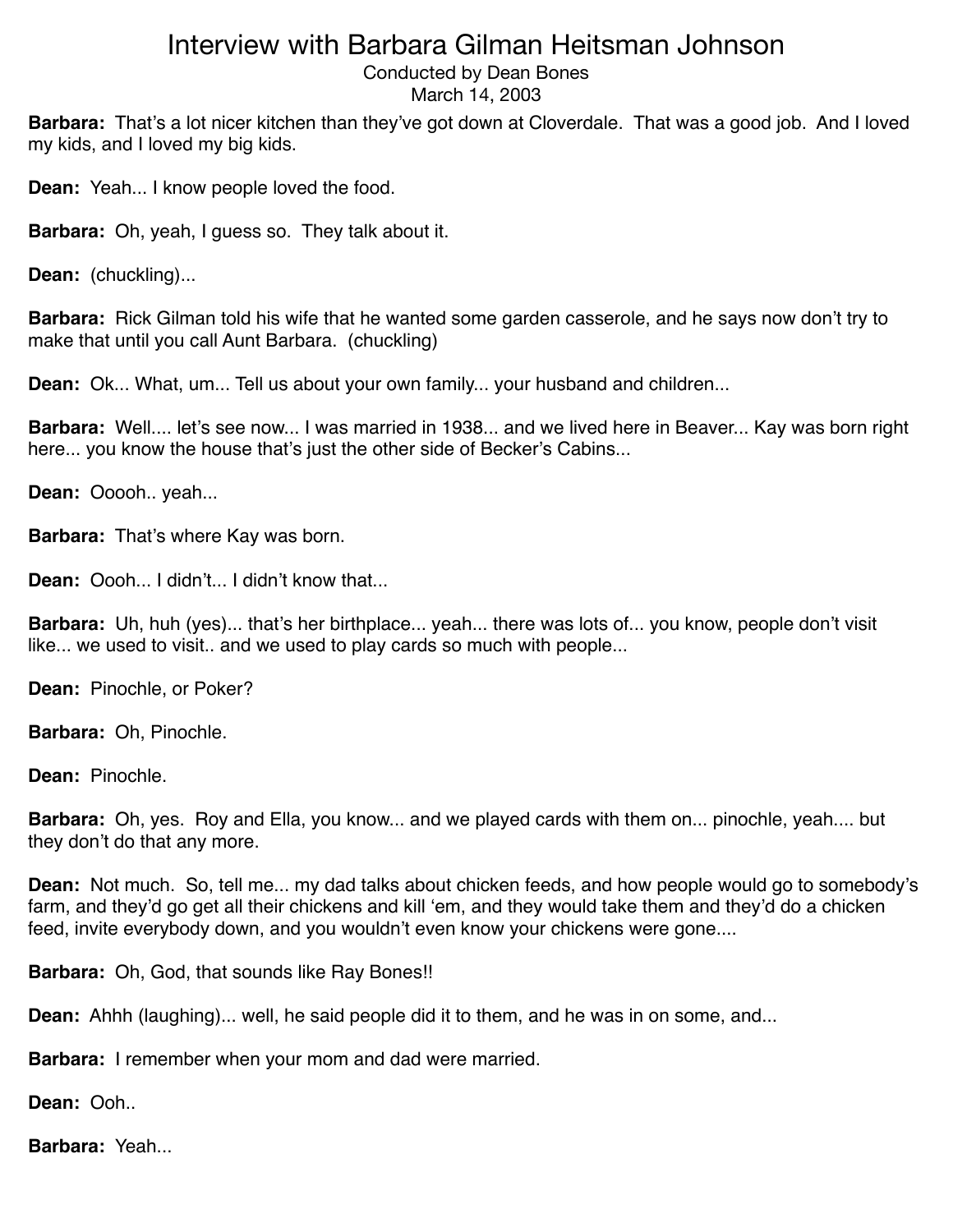# Interview with Barbara Gilman Heitsman Johnson

Conducted by Dean Bones
March 14, 2003

**Barbara:** That's a lot nicer kitchen than they've got down at Cloverdale. That was a good job. And I loved my kids, and I loved my big kids.

**Dean:** Yeah... I know people loved the food.

**Barbara:** Oh, yeah, I guess so. They talk about it.

**Dean:** (chuckling)...

**Barbara:** Rick Gilman told his wife that he wanted some garden casserole, and he says now don't try to make that until you call Aunt Barbara. (chuckling)

**Dean:** Ok... What, um... Tell us about your own family... your husband and children...

**Barbara:** Well.... let's see now... I was married in 1938... and we lived here in Beaver... Kay was born right here... you know the house that's just the other side of Becker's Cabins...

**Dean:** Ooooh.. yeah...

**Barbara:** That's where Kay was born.

**Dean:** Oooh... I didn't... I didn't know that...

**Barbara:** Uh, huh (yes)... that's her birthplace... yeah... there was lots of... you know, people don't visit like... we used to visit.. and we used to play cards so much with people...

**Dean:** Pinochle, or Poker?

**Barbara:** Oh, Pinochle.

**Dean:** Pinochle.

**Barbara:** Oh, yes. Roy and Ella, you know... and we played cards with them on... pinochle, yeah.... but they don't do that any more.

**Dean:** Not much. So, tell me... my dad talks about chicken feeds, and how people would go to somebody's farm, and they'd go get all their chickens and kill 'em, and they would take them and they'd do a chicken feed, invite everybody down, and you wouldn't even know your chickens were gone....

**Barbara:** Oh, God, that sounds like Ray Bones!!

**Dean:** Ahhh (laughing)... well, he said people did it to them, and he was in on some, and...

**Barbara:** I remember when your mom and dad were married.

**Dean:** Ooh..

**Barbara:** Yeah...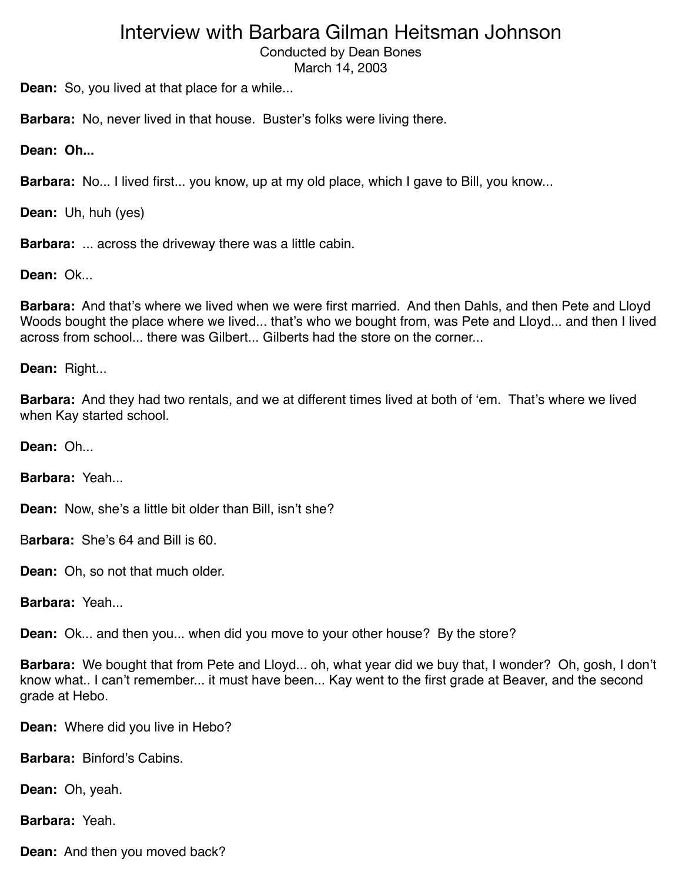# Interview with Barbara Gilman Heitsman Johnson

Conducted by Dean Bones
March 14, 2003

**Dean:** So, you lived at that place for a while...

**Barbara:** No, never lived in that house. Buster's folks were living there.

**Dean: Oh...**

**Barbara:** No... I lived first... you know, up at my old place, which I gave to Bill, you know...

**Dean:** Uh, huh (yes)

**Barbara:** ... across the driveway there was a little cabin.

**Dean:** Ok...

**Barbara:** And that's where we lived when we were first married. And then Dahls, and then Pete and Lloyd Woods bought the place where we lived... that's who we bought from, was Pete and Lloyd... and then I lived across from school... there was Gilbert... Gilberts had the store on the corner...

**Dean:** Right...

**Barbara:** And they had two rentals, and we at different times lived at both of 'em. That's where we lived when Kay started school.

**Dean:** Oh...

**Barbara:** Yeah...

**Dean:** Now, she's a little bit older than Bill, isn't she?

B**arbara:** She's 64 and Bill is 60.

**Dean:** Oh, so not that much older.

**Barbara:** Yeah...

**Dean:** Ok... and then you... when did you move to your other house? By the store?

**Barbara:** We bought that from Pete and Lloyd... oh, what year did we buy that, I wonder? Oh, gosh, I don't know what.. I can't remember... it must have been... Kay went to the first grade at Beaver, and the second grade at Hebo.

**Dean:** Where did you live in Hebo?

**Barbara:** Binford's Cabins.

**Dean:** Oh, yeah.

**Barbara:** Yeah.

**Dean:** And then you moved back?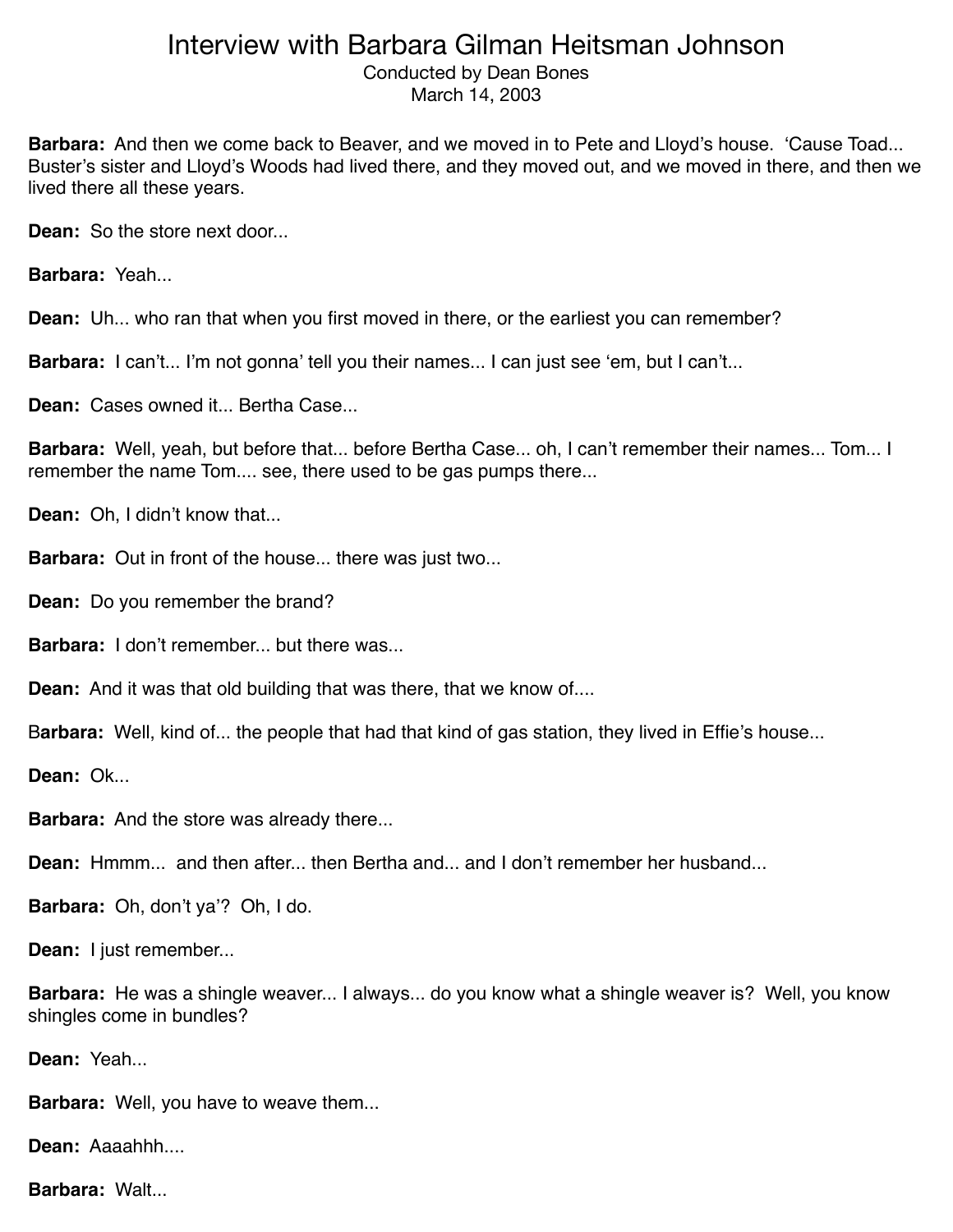# Interview with Barbara Gilman Heitsman Johnson

Conducted by Dean Bones
March 14, 2003

**Barbara:** And then we come back to Beaver, and we moved in to Pete and Lloyd's house. 'Cause Toad... Buster's sister and Lloyd's Woods had lived there, and they moved out, and we moved in there, and then we lived there all these years.

**Dean:** So the store next door...

**Barbara:** Yeah...

**Dean:** Uh... who ran that when you first moved in there, or the earliest you can remember?

**Barbara:** I can't... I'm not gonna' tell you their names... I can just see 'em, but I can't...

**Dean:** Cases owned it... Bertha Case...

**Barbara:** Well, yeah, but before that... before Bertha Case... oh, I can't remember their names... Tom... I remember the name Tom.... see, there used to be gas pumps there...

**Dean:** Oh, I didn't know that...

**Barbara:** Out in front of the house... there was just two...

**Dean:** Do you remember the brand?

**Barbara:** I don't remember... but there was...

**Dean:** And it was that old building that was there, that we know of....

**Barbara:** Well, kind of... the people that had that kind of gas station, they lived in Effie's house...

**Dean:** Ok...

**Barbara:** And the store was already there...

**Dean:** Hmmm... and then after... then Bertha and... and I don't remember her husband...

**Barbara:** Oh, don't ya'? Oh, I do.

**Dean:** I just remember...

**Barbara:** He was a shingle weaver... I always... do you know what a shingle weaver is? Well, you know shingles come in bundles?

**Dean:** Yeah...

**Barbara:** Well, you have to weave them...

**Dean:** Aaaahhh....

**Barbara:** Walt...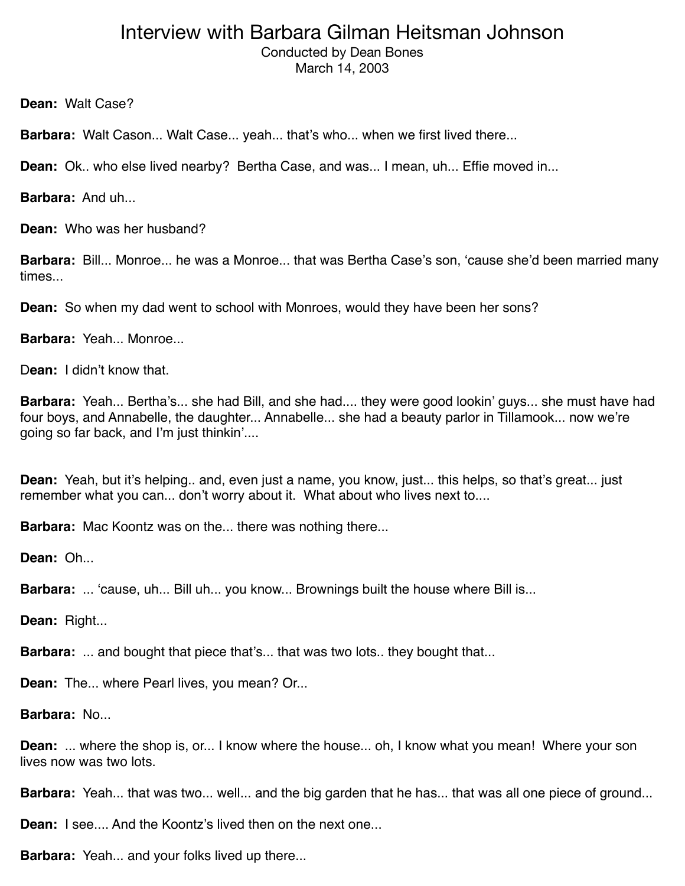# Interview with Barbara Gilman Heitsman Johnson

Conducted by Dean Bones
March 14, 2003

**Dean:** Walt Case?

**Barbara:** Walt Cason... Walt Case... yeah... that's who... when we first lived there...

**Dean:** Ok.. who else lived nearby? Bertha Case, and was... I mean, uh... Effie moved in...

**Barbara:** And uh...

**Dean:** Who was her husband?

**Barbara:** Bill... Monroe... he was a Monroe... that was Bertha Case's son, 'cause she'd been married many times...

**Dean:** So when my dad went to school with Monroes, would they have been her sons?

**Barbara:** Yeah... Monroe...

**Dean:** I didn't know that.

**Barbara:** Yeah... Bertha's... she had Bill, and she had.... they were good lookin' guys... she must have had four boys, and Annabelle, the daughter... Annabelle... she had a beauty parlor in Tillamook... now we're going so far back, and I'm just thinkin'....

**Dean:** Yeah, but it's helping.. and, even just a name, you know, just... this helps, so that's great... just remember what you can... don't worry about it. What about who lives next to....

**Barbara:** Mac Koontz was on the... there was nothing there...

**Dean:** Oh...

**Barbara:** ... 'cause, uh... Bill uh... you know... Brownings built the house where Bill is...

**Dean:** Right...

**Barbara:** ... and bought that piece that's... that was two lots.. they bought that...

**Dean:** The... where Pearl lives, you mean? Or...

**Barbara:** No...

**Dean:** ... where the shop is, or... I know where the house... oh, I know what you mean! Where your son lives now was two lots.

**Barbara:** Yeah... that was two... well... and the big garden that he has... that was all one piece of ground...

**Dean:** I see.... And the Koontz's lived then on the next one...

**Barbara:** Yeah... and your folks lived up there...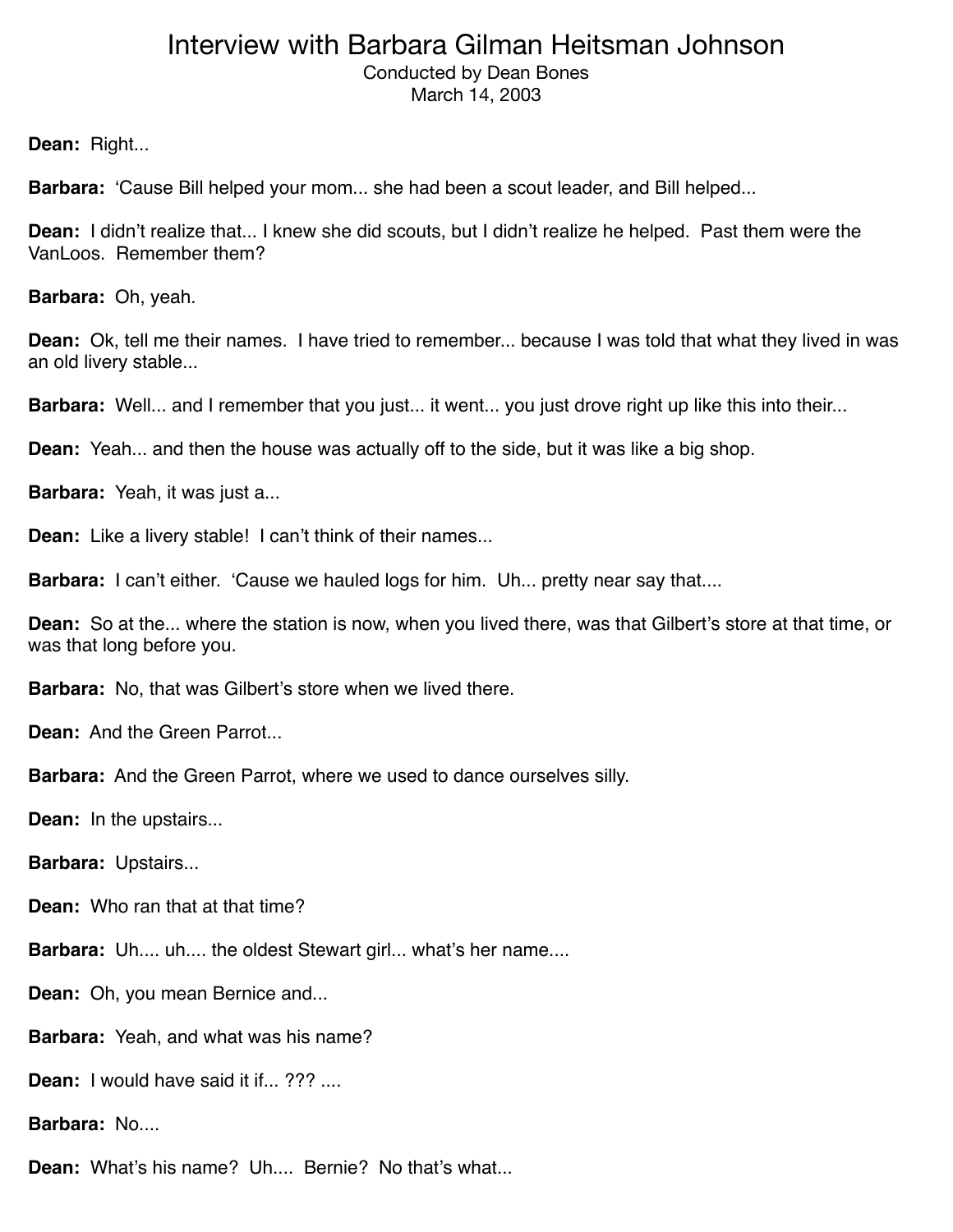# Interview with Barbara Gilman Heitsman Johnson

Conducted by Dean Bones
March 14, 2003

**Dean:** Right...

**Barbara:** 'Cause Bill helped your mom... she had been a scout leader, and Bill helped...

**Dean:** I didn't realize that... I knew she did scouts, but I didn't realize he helped. Past them were the VanLoos. Remember them?

**Barbara:** Oh, yeah.

**Dean:** Ok, tell me their names. I have tried to remember... because I was told that what they lived in was an old livery stable...

**Barbara:** Well... and I remember that you just... it went... you just drove right up like this into their...

**Dean:** Yeah... and then the house was actually off to the side, but it was like a big shop.

**Barbara:** Yeah, it was just a...

**Dean:** Like a livery stable! I can't think of their names...

**Barbara:** I can't either. 'Cause we hauled logs for him. Uh... pretty near say that....

**Dean:** So at the... where the station is now, when you lived there, was that Gilbert's store at that time, or was that long before you.

**Barbara:** No, that was Gilbert's store when we lived there.

**Dean:** And the Green Parrot...

**Barbara:** And the Green Parrot, where we used to dance ourselves silly.

**Dean:** In the upstairs...

**Barbara:** Upstairs...

**Dean:** Who ran that at that time?

**Barbara:** Uh.... uh.... the oldest Stewart girl... what's her name....

**Dean:** Oh, you mean Bernice and...

**Barbara:** Yeah, and what was his name?

**Dean:** I would have said it if... ??? ....

**Barbara:** No....

**Dean:** What's his name? Uh.... Bernie? No that's what...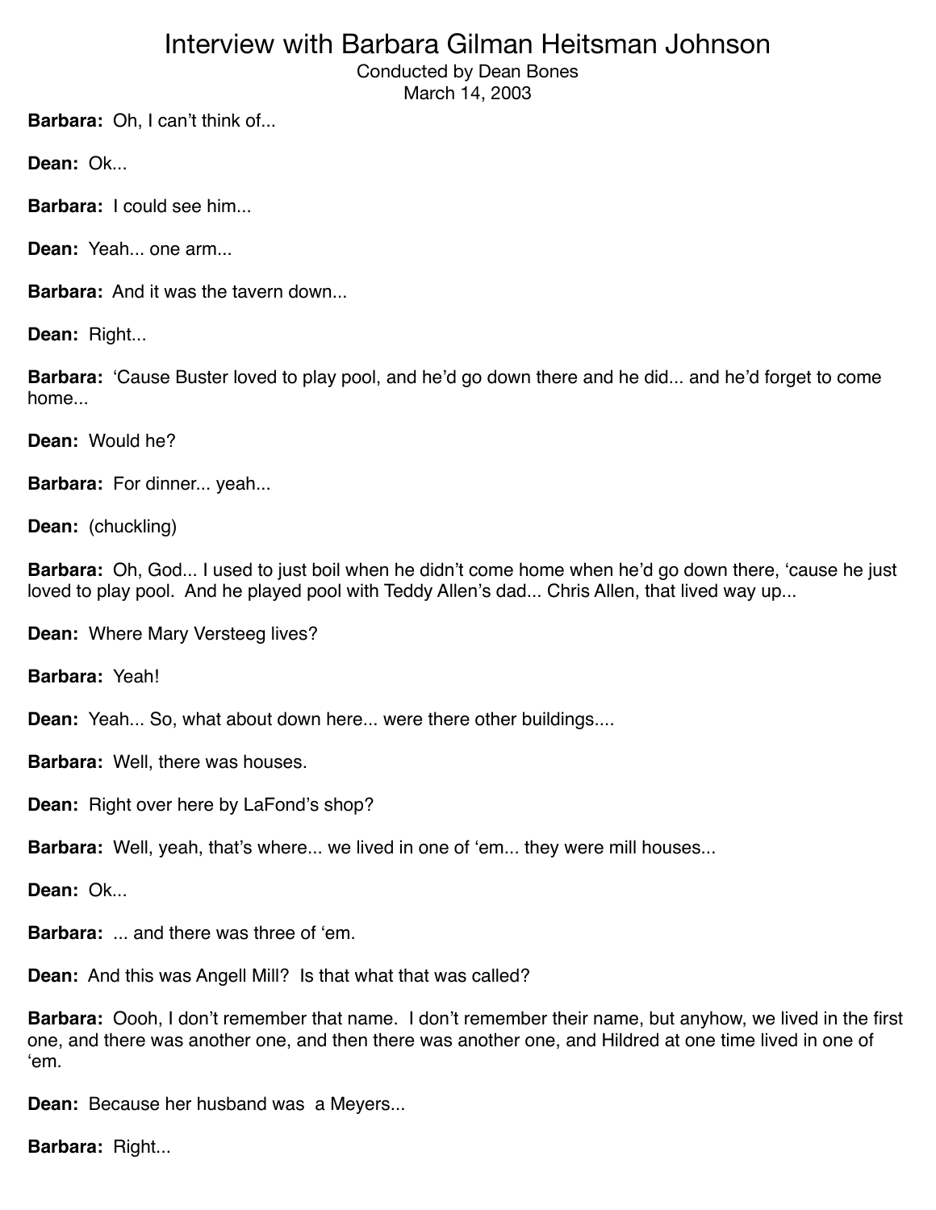# Interview with Barbara Gilman Heitsman Johnson

Conducted by Dean Bones

March 14, 2003

**Barbara:** Oh, I can't think of...

**Dean:** Ok...

**Barbara:** I could see him...

**Dean:** Yeah... one arm...

**Barbara:** And it was the tavern down...

**Dean:** Right...

**Barbara:** 'Cause Buster loved to play pool, and he'd go down there and he did... and he'd forget to come home...

**Dean:** Would he?

**Barbara:** For dinner... yeah...

**Dean:** (chuckling)

**Barbara:** Oh, God... I used to just boil when he didn't come home when he'd go down there, 'cause he just loved to play pool. And he played pool with Teddy Allen's dad... Chris Allen, that lived way up...

**Dean:** Where Mary Versteeg lives?

**Barbara:** Yeah!

**Dean:** Yeah... So, what about down here... were there other buildings....

**Barbara:** Well, there was houses.

**Dean:** Right over here by LaFond's shop?

**Barbara:** Well, yeah, that's where... we lived in one of 'em... they were mill houses...

**Dean:** Ok...

**Barbara:** ... and there was three of 'em.

**Dean:** And this was Angell Mill? Is that what that was called?

**Barbara:** Oooh, I don't remember that name. I don't remember their name, but anyhow, we lived in the first one, and there was another one, and then there was another one, and Hildred at one time lived in one of 'em.

**Dean:** Because her husband was a Meyers...

**Barbara:** Right...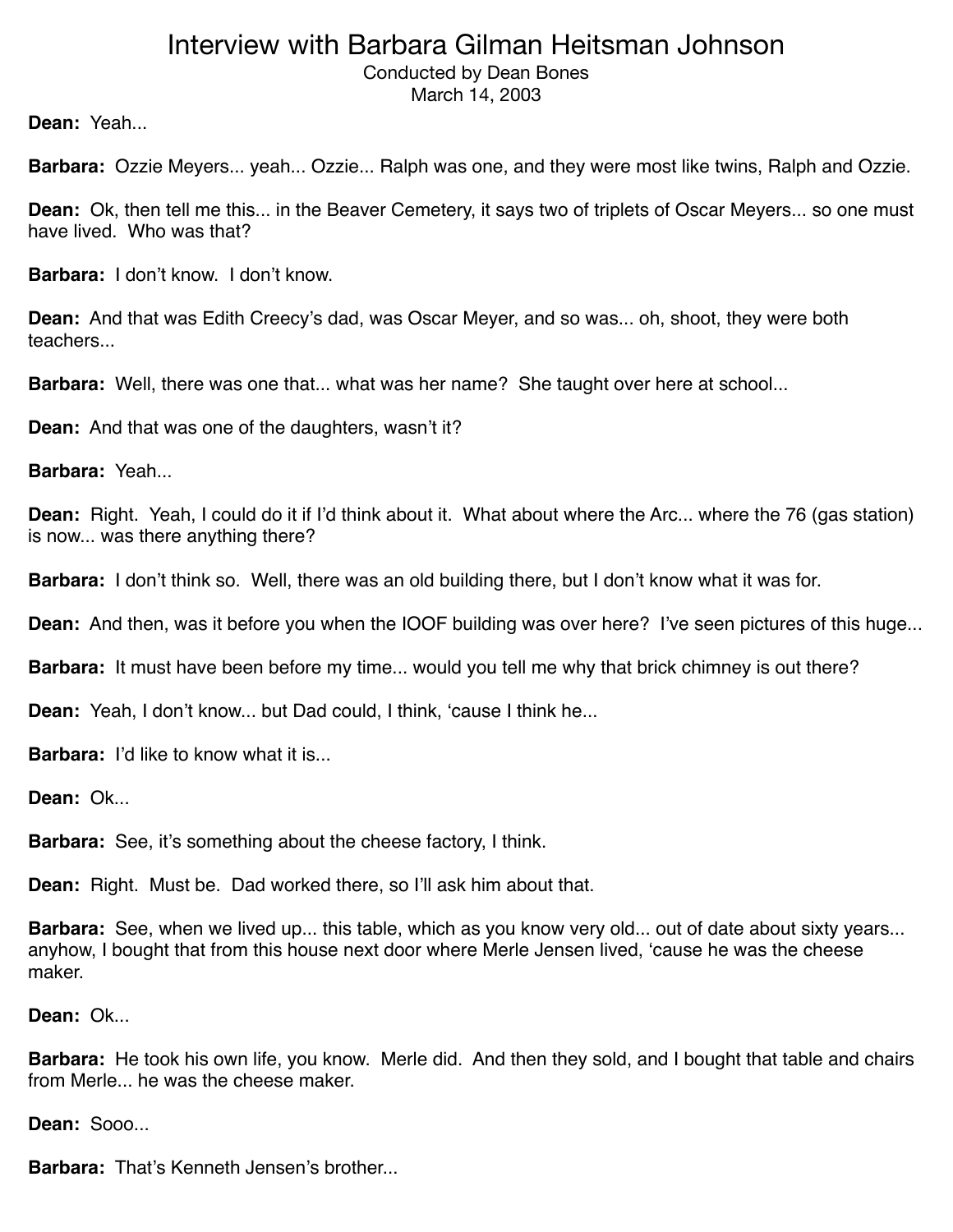# Interview with Barbara Gilman Heitsman Johnson

Conducted by Dean Bones
March 14, 2003

**Dean:** Yeah...

**Barbara:** Ozzie Meyers... yeah... Ozzie... Ralph was one, and they were most like twins, Ralph and Ozzie.

**Dean:** Ok, then tell me this... in the Beaver Cemetery, it says two of triplets of Oscar Meyers... so one must have lived. Who was that?

**Barbara:** I don't know. I don't know.

**Dean:** And that was Edith Creecy's dad, was Oscar Meyer, and so was... oh, shoot, they were both teachers...

**Barbara:** Well, there was one that... what was her name? She taught over here at school...

**Dean:** And that was one of the daughters, wasn't it?

**Barbara:** Yeah...

**Dean:** Right. Yeah, I could do it if I'd think about it. What about where the Arc... where the 76 (gas station) is now... was there anything there?

**Barbara:** I don't think so. Well, there was an old building there, but I don't know what it was for.

**Dean:** And then, was it before you when the IOOF building was over here? I've seen pictures of this huge...

**Barbara:** It must have been before my time... would you tell me why that brick chimney is out there?

**Dean:** Yeah, I don't know... but Dad could, I think, 'cause I think he...

**Barbara:** I'd like to know what it is...

**Dean:** Ok...

**Barbara:** See, it's something about the cheese factory, I think.

**Dean:** Right. Must be. Dad worked there, so I'll ask him about that.

**Barbara:** See, when we lived up... this table, which as you know very old... out of date about sixty years... anyhow, I bought that from this house next door where Merle Jensen lived, 'cause he was the cheese maker.

**Dean:** Ok...

**Barbara:** He took his own life, you know. Merle did. And then they sold, and I bought that table and chairs from Merle... he was the cheese maker.

**Dean:** Sooo...

**Barbara:** That's Kenneth Jensen's brother...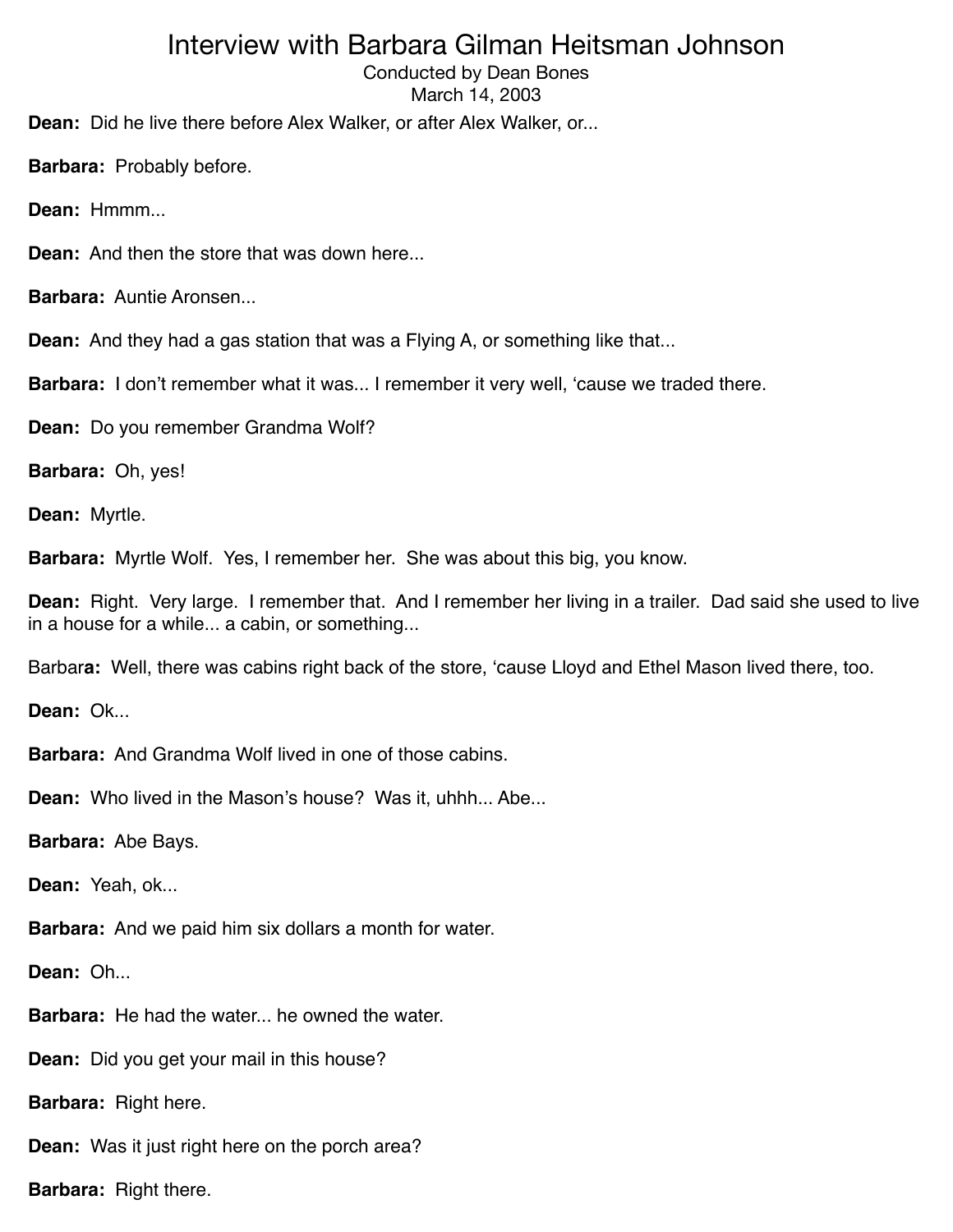**Dean:** Did he live there before Alex Walker, or after Alex Walker, or...

**Barbara:** Probably before.

**Dean:** Hmmm...

**Dean:** And then the store that was down here...

**Barbara:** Auntie Aronsen...

**Dean:** And they had a gas station that was a Flying A, or something like that...

**Barbara:** I don't remember what it was... I remember it very well, 'cause we traded there.

**Dean:** Do you remember Grandma Wolf?

**Barbara:** Oh, yes!

**Dean:** Myrtle.

**Barbara:** Myrtle Wolf. Yes, I remember her. She was about this big, you know.

**Dean:** Right. Very large. I remember that. And I remember her living in a trailer. Dad said she used to live in a house for a while... a cabin, or something...

Barbar**a:** Well, there was cabins right back of the store, 'cause Lloyd and Ethel Mason lived there, too.

**Dean:** Ok...

**Barbara:** And Grandma Wolf lived in one of those cabins.

**Dean:** Who lived in the Mason's house? Was it, uhhh... Abe...

**Barbara:** Abe Bays.

**Dean:** Yeah, ok...

**Barbara:** And we paid him six dollars a month for water.

**Dean:** Oh...

**Barbara:** He had the water... he owned the water.

**Dean:** Did you get your mail in this house?

**Barbara:** Right here.

**Dean:** Was it just right here on the porch area?

**Barbara:** Right there.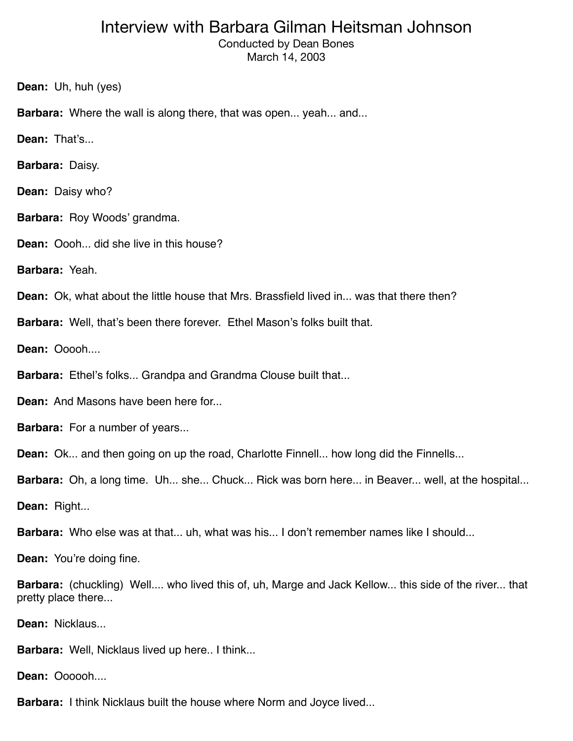# Interview with Barbara Gilman Heitsman Johnson

Conducted by Dean Bones
March 14, 2003

**Dean:** Uh, huh (yes)

**Barbara:** Where the wall is along there, that was open... yeah... and...

**Dean:** That's...

**Barbara:** Daisy.

**Dean:** Daisy who?

**Barbara:** Roy Woods' grandma.

**Dean:** Oooh... did she live in this house?

**Barbara:** Yeah.

**Dean:** Ok, what about the little house that Mrs. Brassfield lived in... was that there then?

**Barbara:** Well, that's been there forever. Ethel Mason's folks built that.

**Dean:** Ooooh....

**Barbara:** Ethel's folks... Grandpa and Grandma Clouse built that...

**Dean:** And Masons have been here for...

**Barbara:** For a number of years...

**Dean:** Ok... and then going on up the road, Charlotte Finnell... how long did the Finnells...

**Barbara:** Oh, a long time. Uh... she... Chuck... Rick was born here... in Beaver... well, at the hospital...

**Dean:** Right...

**Barbara:** Who else was at that... uh, what was his... I don't remember names like I should...

**Dean:** You're doing fine.

**Barbara:** (chuckling) Well.... who lived this of, uh, Marge and Jack Kellow... this side of the river... that pretty place there...

**Dean:** Nicklaus...

**Barbara:** Well, Nicklaus lived up here.. I think...

**Dean:** Oooooh....

**Barbara:** I think Nicklaus built the house where Norm and Joyce lived...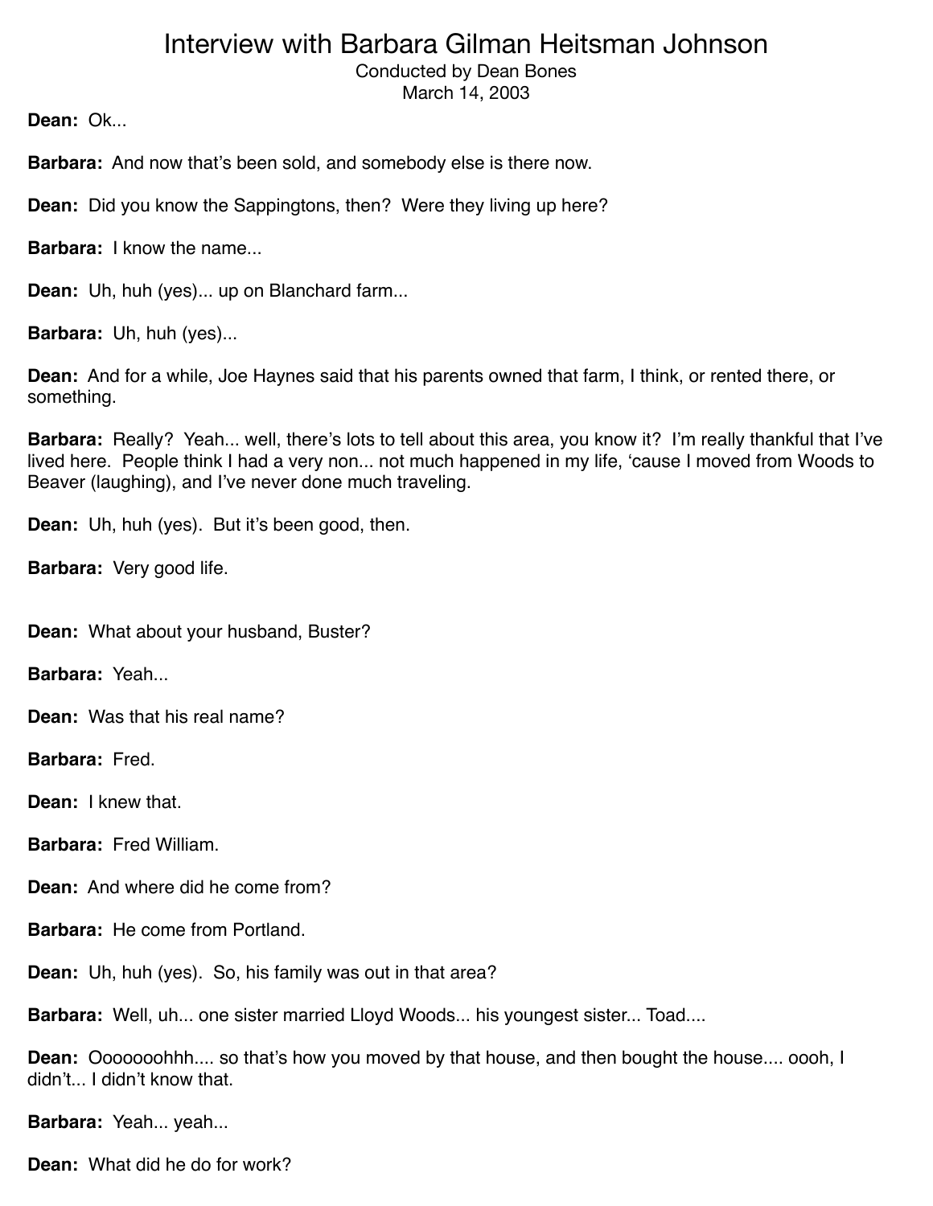# Interview with Barbara Gilman Heitsman Johnson

Conducted by Dean Bones
March 14, 2003

**Dean:** Ok...

**Barbara:** And now that's been sold, and somebody else is there now.

**Dean:** Did you know the Sappingtons, then? Were they living up here?

**Barbara:** I know the name...

**Dean:** Uh, huh (yes)... up on Blanchard farm...

**Barbara:** Uh, huh (yes)...

**Dean:** And for a while, Joe Haynes said that his parents owned that farm, I think, or rented there, or something.

**Barbara:** Really? Yeah... well, there's lots to tell about this area, you know it? I'm really thankful that I've lived here. People think I had a very non... not much happened in my life, 'cause I moved from Woods to Beaver (laughing), and I've never done much traveling.

**Dean:** Uh, huh (yes). But it's been good, then.

**Barbara:** Very good life.

**Dean:** What about your husband, Buster?

**Barbara:** Yeah...

**Dean:** Was that his real name?

**Barbara:** Fred.

**Dean:** I knew that.

**Barbara:** Fred William.

**Dean:** And where did he come from?

**Barbara:** He come from Portland.

**Dean:** Uh, huh (yes). So, his family was out in that area?

**Barbara:** Well, uh... one sister married Lloyd Woods... his youngest sister... Toad....

**Dean:** Ooooooohhh.... so that's how you moved by that house, and then bought the house.... oooh, I didn't... I didn't know that.

**Barbara:** Yeah... yeah...

**Dean:** What did he do for work?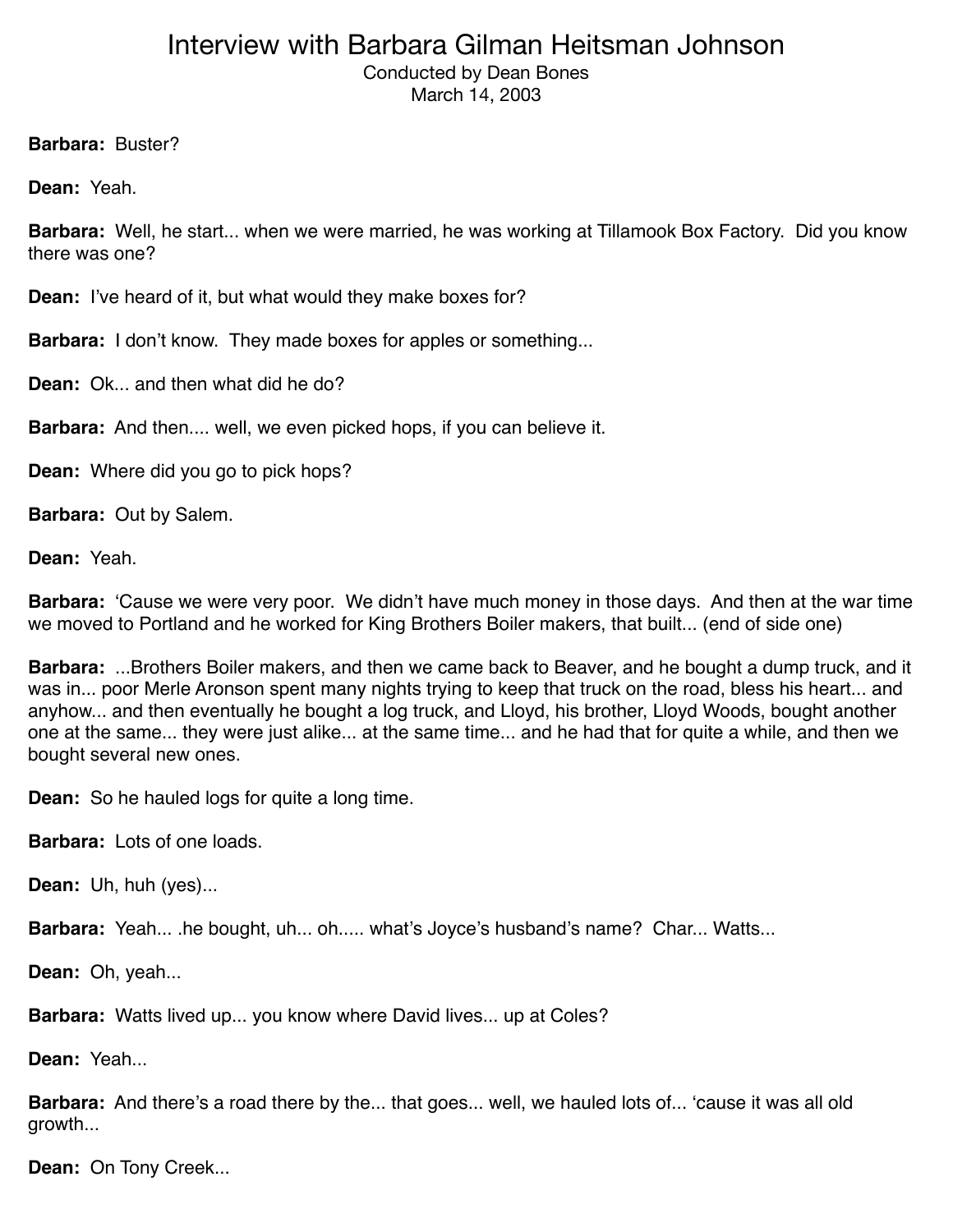# Interview with Barbara Gilman Heitsman Johnson

Conducted by Dean Bones
March 14, 2003

**Barbara:** Buster?

**Dean:** Yeah.

**Barbara:** Well, he start... when we were married, he was working at Tillamook Box Factory. Did you know there was one?

**Dean:** I've heard of it, but what would they make boxes for?

**Barbara:** I don't know. They made boxes for apples or something...

**Dean:** Ok... and then what did he do?

**Barbara:** And then.... well, we even picked hops, if you can believe it.

**Dean:** Where did you go to pick hops?

**Barbara:** Out by Salem.

**Dean:** Yeah.

**Barbara:** 'Cause we were very poor. We didn't have much money in those days. And then at the war time we moved to Portland and he worked for King Brothers Boiler makers, that built... (end of side one)

**Barbara:** ...Brothers Boiler makers, and then we came back to Beaver, and he bought a dump truck, and it was in... poor Merle Aronson spent many nights trying to keep that truck on the road, bless his heart... and anyhow... and then eventually he bought a log truck, and Lloyd, his brother, Lloyd Woods, bought another one at the same... they were just alike... at the same time... and he had that for quite a while, and then we bought several new ones.

**Dean:** So he hauled logs for quite a long time.

**Barbara:** Lots of one loads.

**Dean:** Uh, huh (yes)...

**Barbara:** Yeah... .he bought, uh... oh..... what's Joyce's husband's name? Char... Watts...

**Dean:** Oh, yeah...

**Barbara:** Watts lived up... you know where David lives... up at Coles?

**Dean:** Yeah...

**Barbara:** And there's a road there by the... that goes... well, we hauled lots of... 'cause it was all old growth...

**Dean:** On Tony Creek...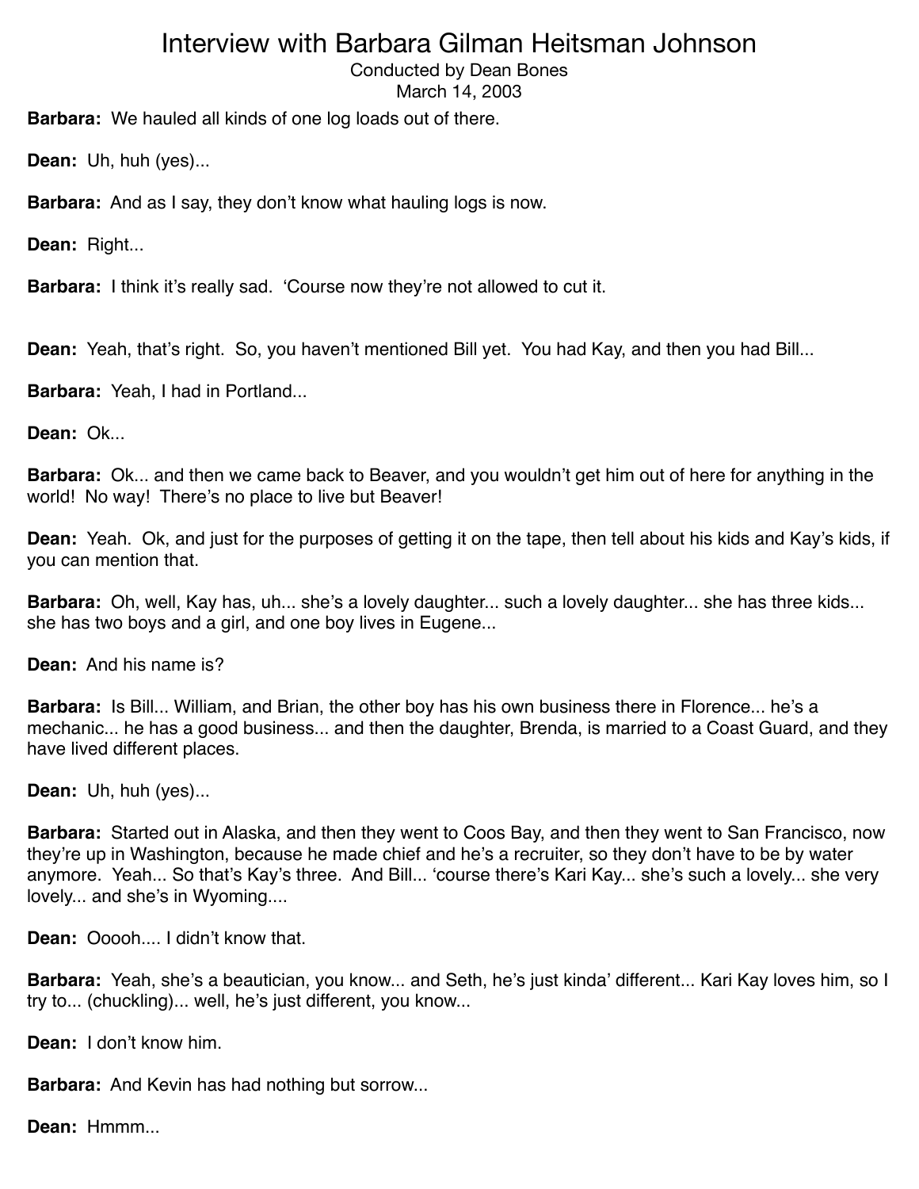# Interview with Barbara Gilman Heitsman Johnson

Conducted by Dean Bones
March 14, 2003

**Barbara:** We hauled all kinds of one log loads out of there.

**Dean:** Uh, huh (yes)...

**Barbara:** And as I say, they don't know what hauling logs is now.

**Dean:** Right...

**Barbara:** I think it's really sad. 'Course now they're not allowed to cut it.

**Dean:** Yeah, that's right. So, you haven't mentioned Bill yet. You had Kay, and then you had Bill...

**Barbara:** Yeah, I had in Portland...

**Dean:** Ok...

**Barbara:** Ok... and then we came back to Beaver, and you wouldn't get him out of here for anything in the world! No way! There's no place to live but Beaver!

**Dean:** Yeah. Ok, and just for the purposes of getting it on the tape, then tell about his kids and Kay's kids, if you can mention that.

**Barbara:** Oh, well, Kay has, uh... she's a lovely daughter... such a lovely daughter... she has three kids... she has two boys and a girl, and one boy lives in Eugene...

**Dean:** And his name is?

**Barbara:** Is Bill... William, and Brian, the other boy has his own business there in Florence... he's a mechanic... he has a good business... and then the daughter, Brenda, is married to a Coast Guard, and they have lived different places.

**Dean:** Uh, huh (yes)...

**Barbara:** Started out in Alaska, and then they went to Coos Bay, and then they went to San Francisco, now they're up in Washington, because he made chief and he's a recruiter, so they don't have to be by water anymore. Yeah... So that's Kay's three. And Bill... 'course there's Kari Kay... she's such a lovely... she very lovely... and she's in Wyoming....

**Dean:** Ooooh.... I didn't know that.

**Barbara:** Yeah, she's a beautician, you know... and Seth, he's just kinda' different... Kari Kay loves him, so I try to... (chuckling)... well, he's just different, you know...

**Dean:** I don't know him.

**Barbara:** And Kevin has had nothing but sorrow...

**Dean:** Hmmm...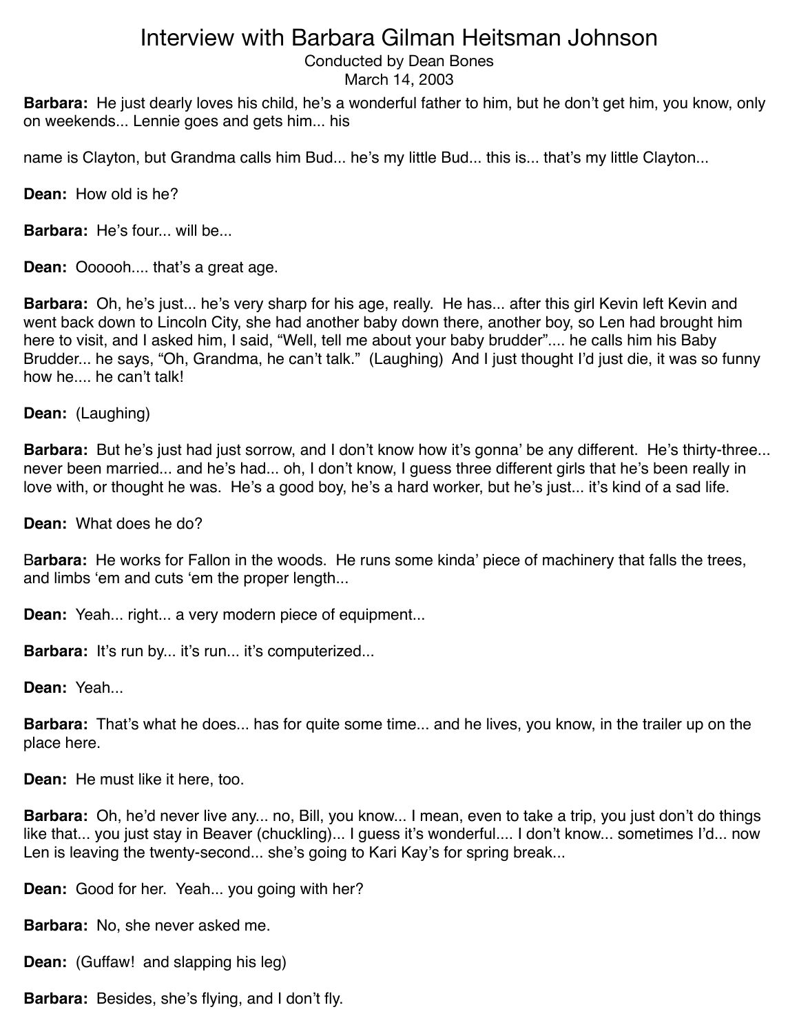# Interview with Barbara Gilman Heitsman Johnson

Conducted by Dean Bones
March 14, 2003

**Barbara:** He just dearly loves his child, he's a wonderful father to him, but he don't get him, you know, only on weekends... Lennie goes and gets him... his

name is Clayton, but Grandma calls him Bud... he's my little Bud... this is... that's my little Clayton...

**Dean:** How old is he?

**Barbara:** He's four... will be...

**Dean:** Oooooh.... that's a great age.

**Barbara:** Oh, he's just... he's very sharp for his age, really. He has... after this girl Kevin left Kevin and went back down to Lincoln City, she had another baby down there, another boy, so Len had brought him here to visit, and I asked him, I said, "Well, tell me about your baby brudder".... he calls him his Baby Brudder... he says, "Oh, Grandma, he can't talk." (Laughing) And I just thought I'd just die, it was so funny how he.... he can't talk!

**Dean:** (Laughing)

**Barbara:** But he's just had just sorrow, and I don't know how it's gonna' be any different. He's thirty-three... never been married... and he's had... oh, I don't know, I guess three different girls that he's been really in love with, or thought he was. He's a good boy, he's a hard worker, but he's just... it's kind of a sad life.

**Dean:** What does he do?

**Barbara:** He works for Fallon in the woods. He runs some kinda' piece of machinery that falls the trees, and limbs 'em and cuts 'em the proper length...

**Dean:** Yeah... right... a very modern piece of equipment...

**Barbara:** It's run by... it's run... it's computerized...

**Dean:** Yeah...

**Barbara:** That's what he does... has for quite some time... and he lives, you know, in the trailer up on the place here.

**Dean:** He must like it here, too.

**Barbara:** Oh, he'd never live any... no, Bill, you know... I mean, even to take a trip, you just don't do things like that... you just stay in Beaver (chuckling)... I guess it's wonderful.... I don't know... sometimes I'd... now Len is leaving the twenty-second... she's going to Kari Kay's for spring break...

**Dean:** Good for her. Yeah... you going with her?

**Barbara:** No, she never asked me.

**Dean:** (Guffaw! and slapping his leg)

**Barbara:** Besides, she's flying, and I don't fly.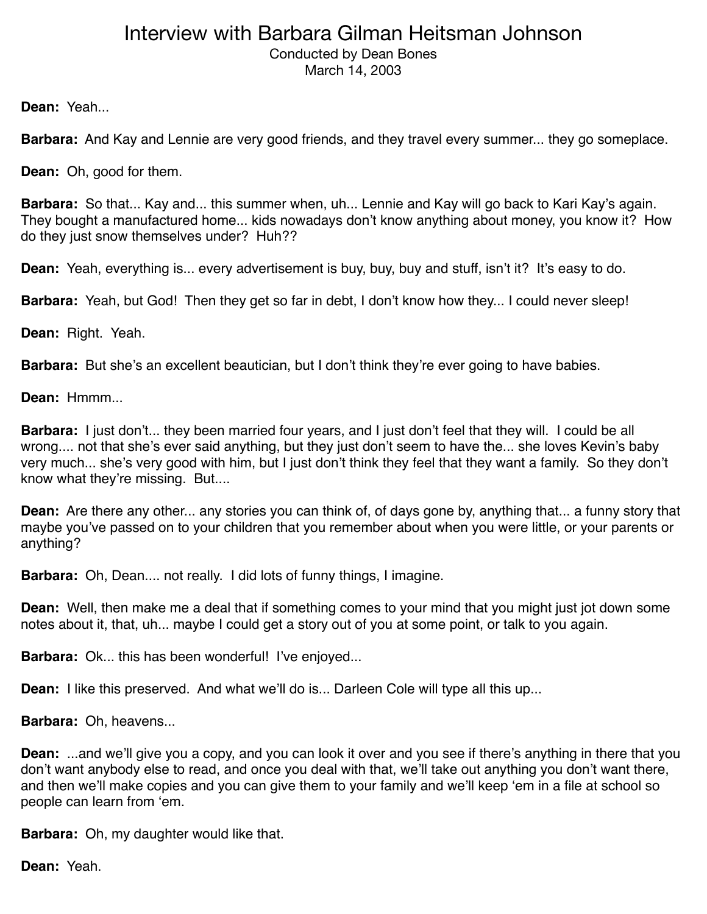# Interview with Barbara Gilman Heitsman Johnson

Conducted by Dean Bones
March 14, 2003

**Dean:** Yeah...

**Barbara:** And Kay and Lennie are very good friends, and they travel every summer... they go someplace.

**Dean:** Oh, good for them.

**Barbara:** So that... Kay and... this summer when, uh... Lennie and Kay will go back to Kari Kay's again. They bought a manufactured home... kids nowadays don't know anything about money, you know it? How do they just snow themselves under? Huh??

**Dean:** Yeah, everything is... every advertisement is buy, buy, buy and stuff, isn't it? It's easy to do.

**Barbara:** Yeah, but God! Then they get so far in debt, I don't know how they... I could never sleep!

**Dean:** Right. Yeah.

**Barbara:** But she's an excellent beautician, but I don't think they're ever going to have babies.

**Dean:** Hmmm...

**Barbara:** I just don't... they been married four years, and I just don't feel that they will. I could be all wrong.... not that she's ever said anything, but they just don't seem to have the... she loves Kevin's baby very much... she's very good with him, but I just don't think they feel that they want a family. So they don't know what they're missing. But....

**Dean:** Are there any other... any stories you can think of, of days gone by, anything that... a funny story that maybe you've passed on to your children that you remember about when you were little, or your parents or anything?

**Barbara:** Oh, Dean.... not really. I did lots of funny things, I imagine.

**Dean:** Well, then make me a deal that if something comes to your mind that you might just jot down some notes about it, that, uh... maybe I could get a story out of you at some point, or talk to you again.

**Barbara:** Ok... this has been wonderful! I've enjoyed...

**Dean:** I like this preserved. And what we'll do is... Darleen Cole will type all this up...

**Barbara:** Oh, heavens...

**Dean:** ...and we'll give you a copy, and you can look it over and you see if there's anything in there that you don't want anybody else to read, and once you deal with that, we'll take out anything you don't want there, and then we'll make copies and you can give them to your family and we'll keep 'em in a file at school so people can learn from 'em.

**Barbara:** Oh, my daughter would like that.

**Dean:** Yeah.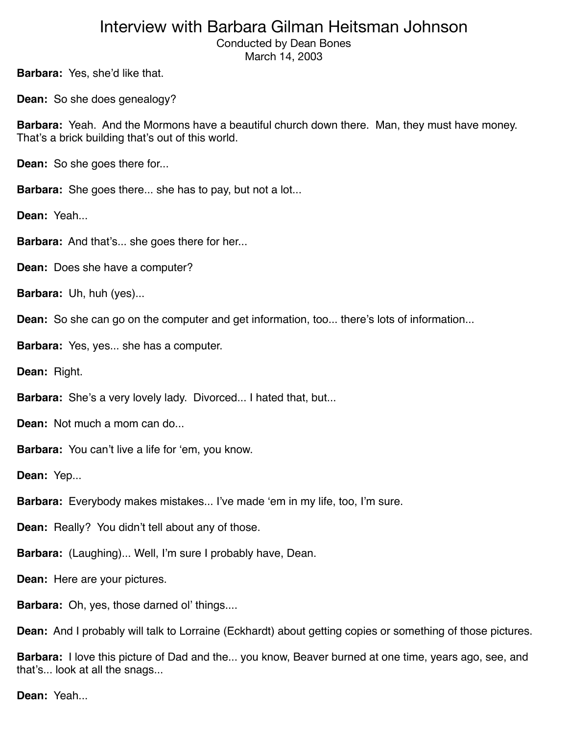**Barbara:** Yes, she'd like that.

**Dean:** So she does genealogy?

**Barbara:** Yeah. And the Mormons have a beautiful church down there. Man, they must have money. That's a brick building that's out of this world.

**Dean:** So she goes there for...

**Barbara:** She goes there... she has to pay, but not a lot...

**Dean:** Yeah...

**Barbara:** And that's... she goes there for her...

**Dean:** Does she have a computer?

**Barbara:** Uh, huh (yes)...

**Dean:** So she can go on the computer and get information, too... there's lots of information...

**Barbara:** Yes, yes... she has a computer.

**Dean:** Right.

**Barbara:** She's a very lovely lady. Divorced... I hated that, but...

**Dean:** Not much a mom can do...

**Barbara:** You can't live a life for 'em, you know.

**Dean:** Yep...

**Barbara:** Everybody makes mistakes... I've made 'em in my life, too, I'm sure.

**Dean:** Really? You didn't tell about any of those.

**Barbara:** (Laughing)... Well, I'm sure I probably have, Dean.

**Dean:** Here are your pictures.

**Barbara:** Oh, yes, those darned ol' things....

**Dean:** And I probably will talk to Lorraine (Eckhardt) about getting copies or something of those pictures.

**Barbara:** I love this picture of Dad and the... you know, Beaver burned at one time, years ago, see, and that's... look at all the snags...

**Dean:** Yeah...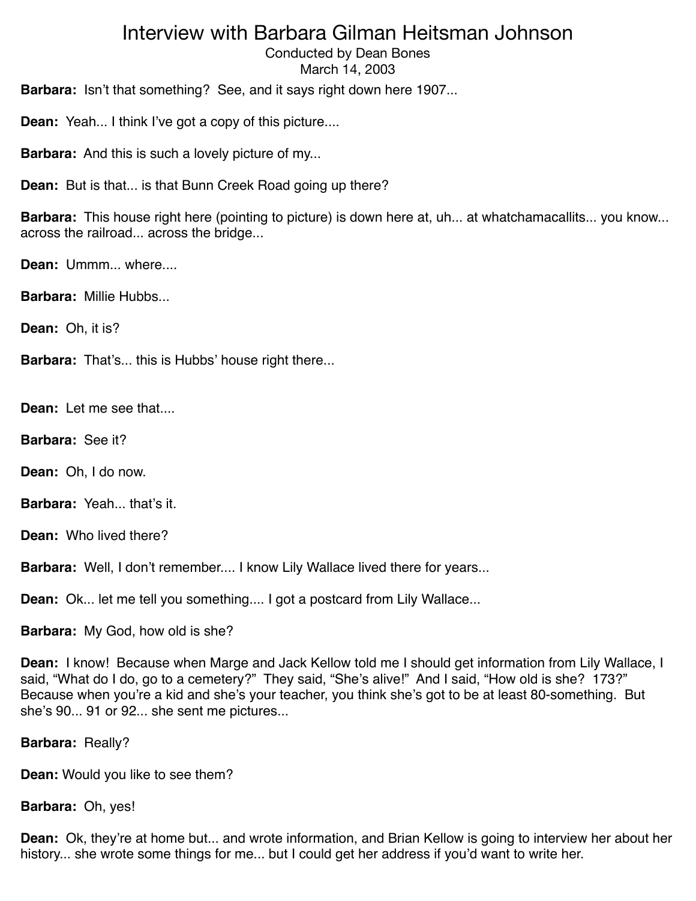# Interview with Barbara Gilman Heitsman Johnson

Conducted by Dean Bones
March 14, 2003

**Barbara:** Isn't that something? See, and it says right down here 1907...

**Dean:** Yeah... I think I've got a copy of this picture....

**Barbara:** And this is such a lovely picture of my...

**Dean:** But is that... is that Bunn Creek Road going up there?

**Barbara:** This house right here (pointing to picture) is down here at, uh... at whatchamacallits... you know... across the railroad... across the bridge...

**Dean:** Ummm... where....

**Barbara:** Millie Hubbs...

**Dean:** Oh, it is?

**Barbara:** That's... this is Hubbs' house right there...

**Dean:** Let me see that....

**Barbara:** See it?

**Dean:** Oh, I do now.

**Barbara:** Yeah... that's it.

**Dean:** Who lived there?

**Barbara:** Well, I don't remember.... I know Lily Wallace lived there for years...

**Dean:** Ok... let me tell you something.... I got a postcard from Lily Wallace...

**Barbara:** My God, how old is she?

**Dean:** I know! Because when Marge and Jack Kellow told me I should get information from Lily Wallace, I said, "What do I do, go to a cemetery?" They said, "She's alive!" And I said, "How old is she? 173?" Because when you're a kid and she's your teacher, you think she's got to be at least 80-something. But she's 90... 91 or 92... she sent me pictures...

**Barbara:** Really?

**Dean:** Would you like to see them?

**Barbara:** Oh, yes!

**Dean:** Ok, they're at home but... and wrote information, and Brian Kellow is going to interview her about her history... she wrote some things for me... but I could get her address if you'd want to write her.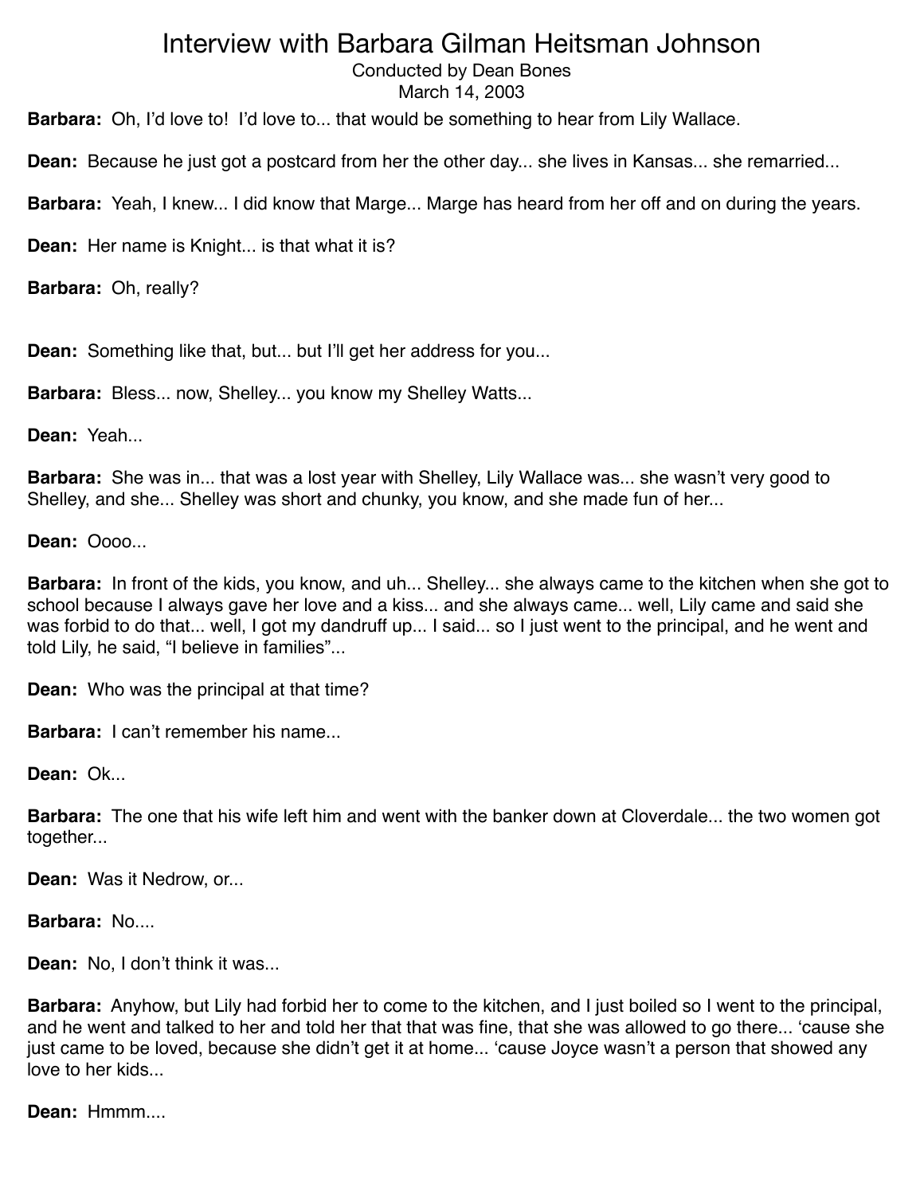# Interview with Barbara Gilman Heitsman Johnson

Conducted by Dean Bones
March 14, 2003

**Barbara:** Oh, I'd love to! I'd love to... that would be something to hear from Lily Wallace.

**Dean:** Because he just got a postcard from her the other day... she lives in Kansas... she remarried...

**Barbara:** Yeah, I knew... I did know that Marge... Marge has heard from her off and on during the years.

**Dean:** Her name is Knight... is that what it is?

**Barbara:** Oh, really?

**Dean:** Something like that, but... but I'll get her address for you...

**Barbara:** Bless... now, Shelley... you know my Shelley Watts...

**Dean:** Yeah...

**Barbara:** She was in... that was a lost year with Shelley, Lily Wallace was... she wasn't very good to Shelley, and she... Shelley was short and chunky, you know, and she made fun of her...

**Dean:** Oooo...

**Barbara:** In front of the kids, you know, and uh... Shelley... she always came to the kitchen when she got to school because I always gave her love and a kiss... and she always came... well, Lily came and said she was forbid to do that... well, I got my dandruff up... I said... so I just went to the principal, and he went and told Lily, he said, "I believe in families"...

**Dean:** Who was the principal at that time?

**Barbara:** I can't remember his name...

**Dean:** Ok...

**Barbara:** The one that his wife left him and went with the banker down at Cloverdale... the two women got together...

**Dean:** Was it Nedrow, or...

**Barbara:** No....

**Dean:** No, I don't think it was...

**Barbara:** Anyhow, but Lily had forbid her to come to the kitchen, and I just boiled so I went to the principal, and he went and talked to her and told her that that was fine, that she was allowed to go there... 'cause she just came to be loved, because she didn't get it at home... 'cause Joyce wasn't a person that showed any love to her kids...

**Dean:** Hmmm....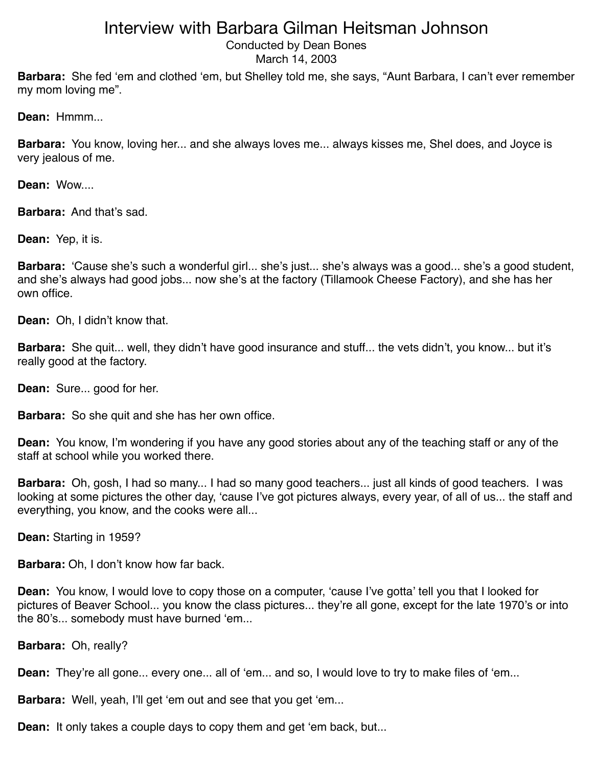# Interview with Barbara Gilman Heitsman Johnson

Conducted by Dean Bones
March 14, 2003

**Barbara:** She fed 'em and clothed 'em, but Shelley told me, she says, "Aunt Barbara, I can't ever remember my mom loving me".

**Dean:** Hmmm...

**Barbara:** You know, loving her... and she always loves me... always kisses me, Shel does, and Joyce is very jealous of me.

**Dean:** Wow....

**Barbara:** And that's sad.

**Dean:** Yep, it is.

**Barbara:** 'Cause she's such a wonderful girl... she's just... she's always was a good... she's a good student, and she's always had good jobs... now she's at the factory (Tillamook Cheese Factory), and she has her own office.

**Dean:** Oh, I didn't know that.

**Barbara:** She quit... well, they didn't have good insurance and stuff... the vets didn't, you know... but it's really good at the factory.

**Dean:** Sure... good for her.

**Barbara:** So she quit and she has her own office.

**Dean:** You know, I'm wondering if you have any good stories about any of the teaching staff or any of the staff at school while you worked there.

**Barbara:** Oh, gosh, I had so many... I had so many good teachers... just all kinds of good teachers. I was looking at some pictures the other day, 'cause I've got pictures always, every year, of all of us... the staff and everything, you know, and the cooks were all...

**Dean:** Starting in 1959?

**Barbara:** Oh, I don't know how far back.

**Dean:** You know, I would love to copy those on a computer, 'cause I've gotta' tell you that I looked for pictures of Beaver School... you know the class pictures... they're all gone, except for the late 1970's or into the 80's... somebody must have burned 'em...

**Barbara:** Oh, really?

**Dean:** They're all gone... every one... all of 'em... and so, I would love to try to make files of 'em...

**Barbara:** Well, yeah, I'll get 'em out and see that you get 'em...

**Dean:** It only takes a couple days to copy them and get 'em back, but...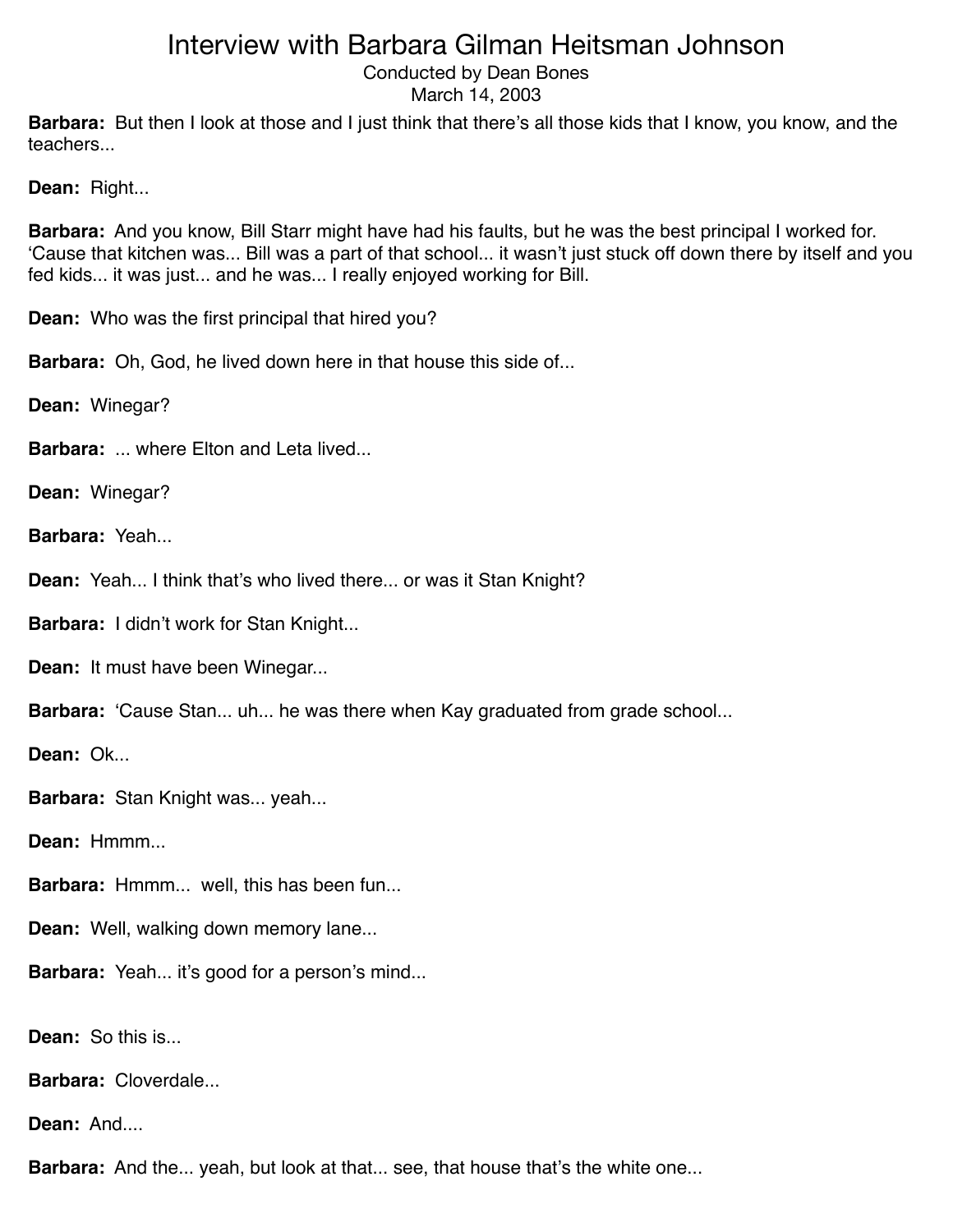# Interview with Barbara Gilman Heitsman Johnson

Conducted by Dean Bones
March 14, 2003

**Barbara:** But then I look at those and I just think that there's all those kids that I know, you know, and the teachers...

**Dean:** Right...

**Barbara:** And you know, Bill Starr might have had his faults, but he was the best principal I worked for. 'Cause that kitchen was... Bill was a part of that school... it wasn't just stuck off down there by itself and you fed kids... it was just... and he was... I really enjoyed working for Bill.

**Dean:** Who was the first principal that hired you?

**Barbara:** Oh, God, he lived down here in that house this side of...

**Dean:** Winegar?

**Barbara:** ... where Elton and Leta lived...

**Dean:** Winegar?

**Barbara:** Yeah...

**Dean:** Yeah... I think that's who lived there... or was it Stan Knight?

**Barbara:** I didn't work for Stan Knight...

**Dean:** It must have been Winegar...

**Barbara:** 'Cause Stan... uh... he was there when Kay graduated from grade school...

**Dean:** Ok...

**Barbara:** Stan Knight was... yeah...

**Dean:** Hmmm...

**Barbara:** Hmmm... well, this has been fun...

**Dean:** Well, walking down memory lane...

**Barbara:** Yeah... it's good for a person's mind...

**Dean:** So this is...

**Barbara:** Cloverdale...

**Dean:** And....

**Barbara:** And the... yeah, but look at that... see, that house that's the white one...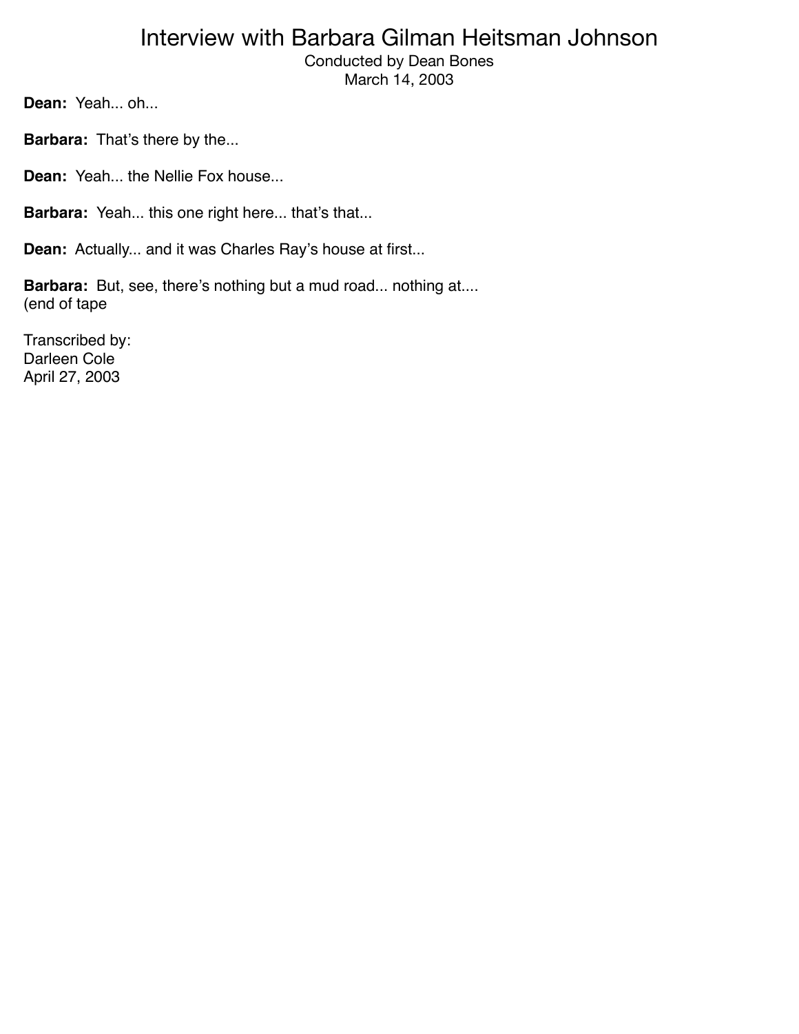# Interview with Barbara Gilman Heitsman Johnson

Conducted by Dean Bones
March 14, 2003

**Dean:** Yeah... oh...

**Barbara:** That's there by the...

**Dean:** Yeah... the Nellie Fox house...

**Barbara:** Yeah... this one right here... that's that...

**Dean:** Actually... and it was Charles Ray's house at first...

**Barbara:** But, see, there's nothing but a mud road... nothing at....
(end of tape

Transcribed by:
Darleen Cole
April 27, 2003